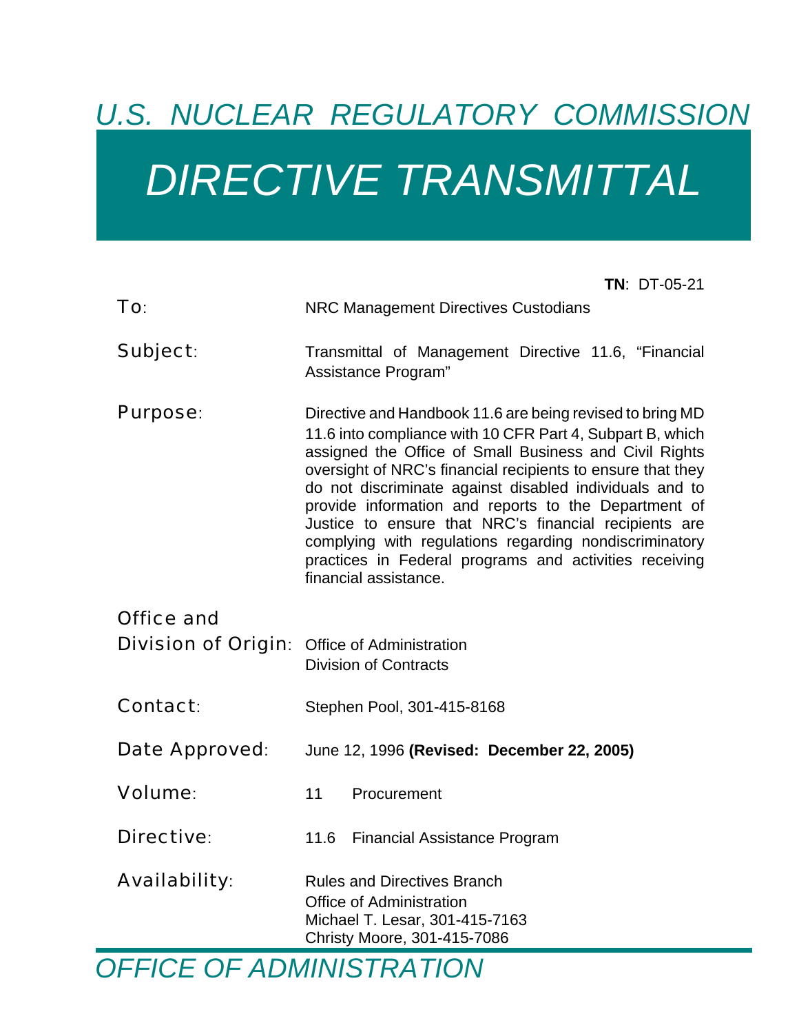# *U.S. NUCLEAR REGULATORY COMMISSION*

# *DIRECTIVE TRANSMITTAL*

**TN**: DT-05-21

**To:** NRC Management Directives Custodians

**Subject:** Transmittal of Management Directive 11.6, "Financial Assistance Program"

**Purpose:** Directive and Handbook 11.6 are being revised to bring MD 11.6 into compliance with 10 CFR Part 4, Subpart B, which assigned the Office of Small Business and Civil Rights oversight of NRC's financial recipients to ensure that they do not discriminate against disabled individuals and to provide information and reports to the Department of Justice to ensure that NRC's financial recipients are complying with regulations regarding nondiscriminatory practices in Federal programs and activities receiving financial assistance.

**Office and Division of Origin:** Office of Administration
Division of Contracts

**Contact:** Stephen Pool, 301-415-8168

**Date Approved:** June 12, 1996 **(Revised: December 22, 2005)**

**Volume:** 11 Procurement

**Directive:** 11.6 Financial Assistance Program

**Availability:** Rules and Directives Branch
Office of Administration
Michael T. Lesar, 301-415-7163
Christy Moore, 301-415-7086

*OFFICE OF ADMINISTRATION*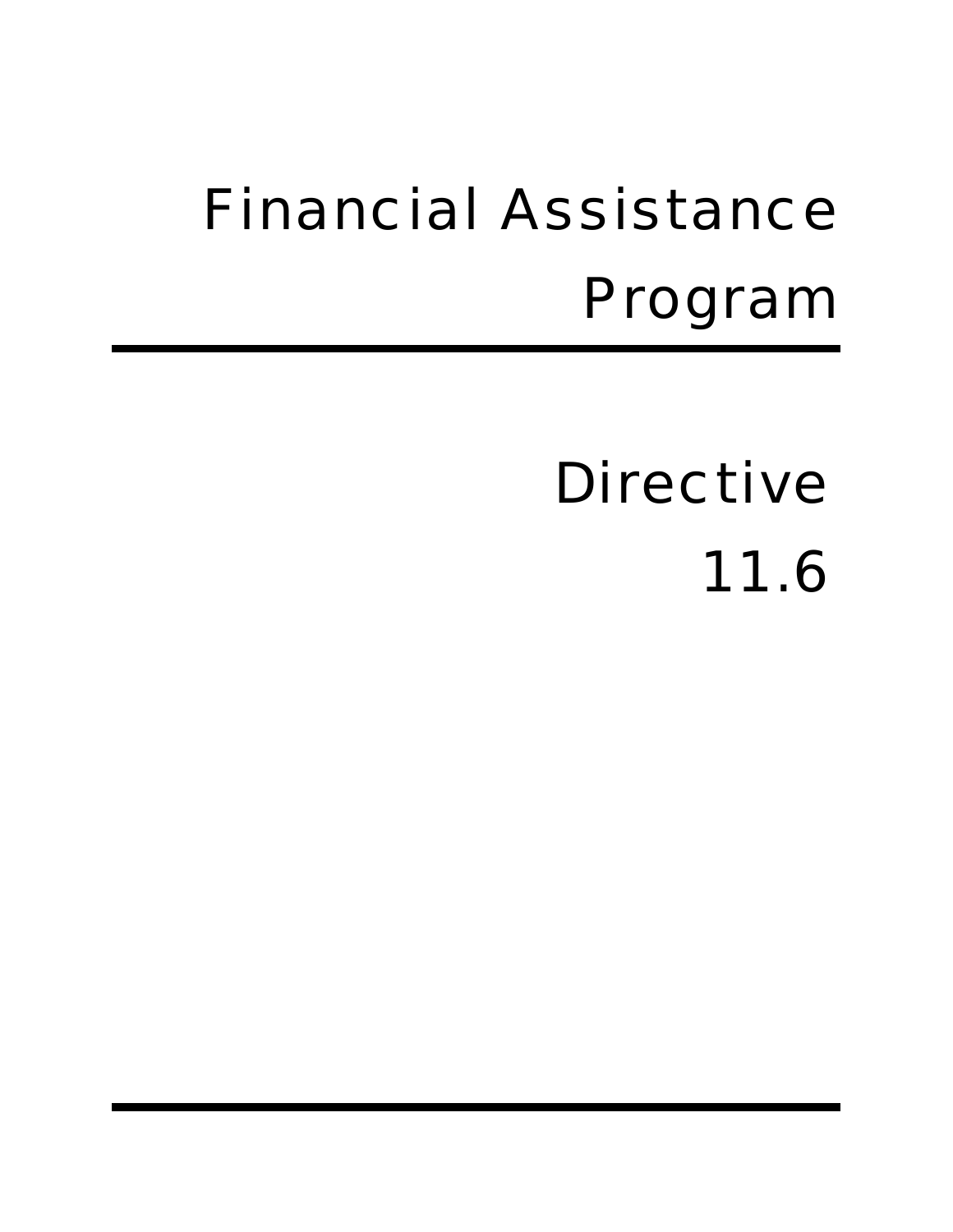# Financial Assistance Program

## Directive 11.6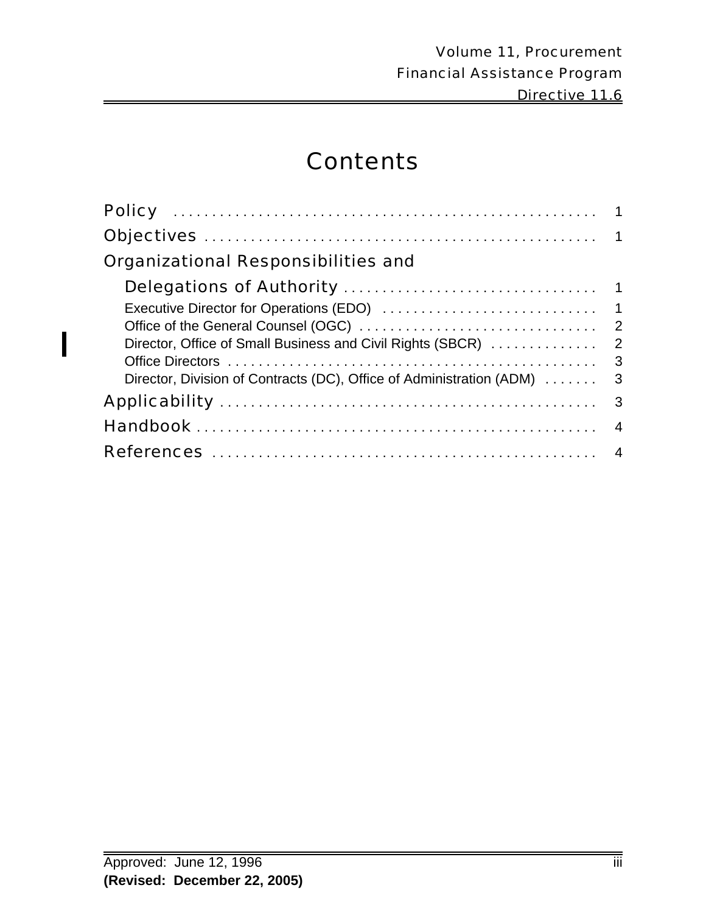# Contents

Policy ........................................................ 1

Objectives .................................................... 1

Organizational Responsibilities and Delegations of Authority ................................. 1

- Executive Director for Operations (EDO) ............................ 1
- Office of the General Counsel (OGC) ............................... 2
- Director, Office of Small Business and Civil Rights (SBCR) .............. 2
- Office Directors ................................................. 3
- Director, Division of Contracts (DC), Office of Administration (ADM) ....... 3

Applicability .................................................. 3

Handbook ..................................................... 4

References ................................................... 4

Approved: June 12, 1996

**(Revised: December 22, 2005)**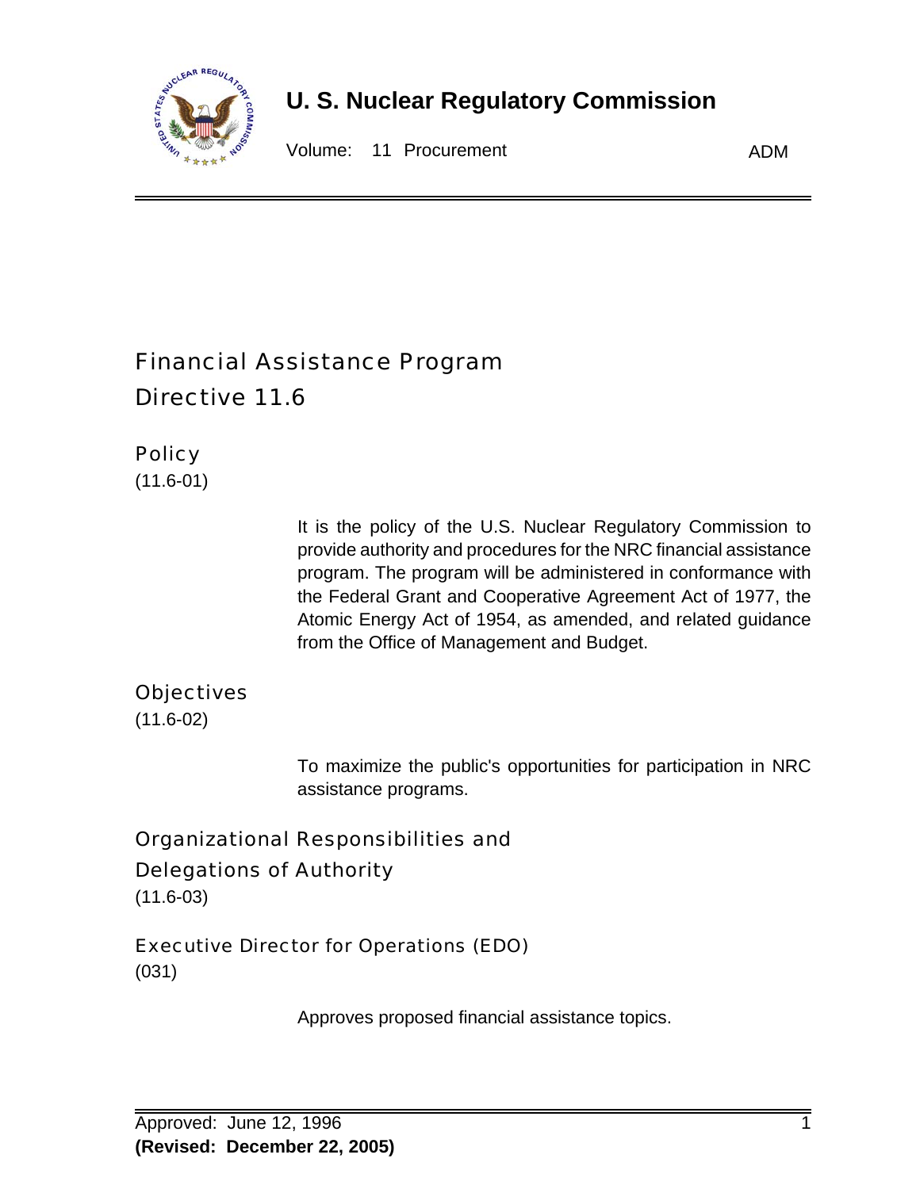# Financial Assistance Program
# Directive 11.6

## Policy
(11.6-01)

It is the policy of the U.S. Nuclear Regulatory Commission to provide authority and procedures for the NRC financial assistance program. The program will be administered in conformance with the Federal Grant and Cooperative Agreement Act of 1977, the Atomic Energy Act of 1954, as amended, and related guidance from the Office of Management and Budget.

## Objectives
(11.6-02)

To maximize the public's opportunities for participation in NRC assistance programs.

## Organizational Responsibilities and Delegations of Authority
(11.6-03)

### Executive Director for Operations (EDO)
(031)

Approves proposed financial assistance topics.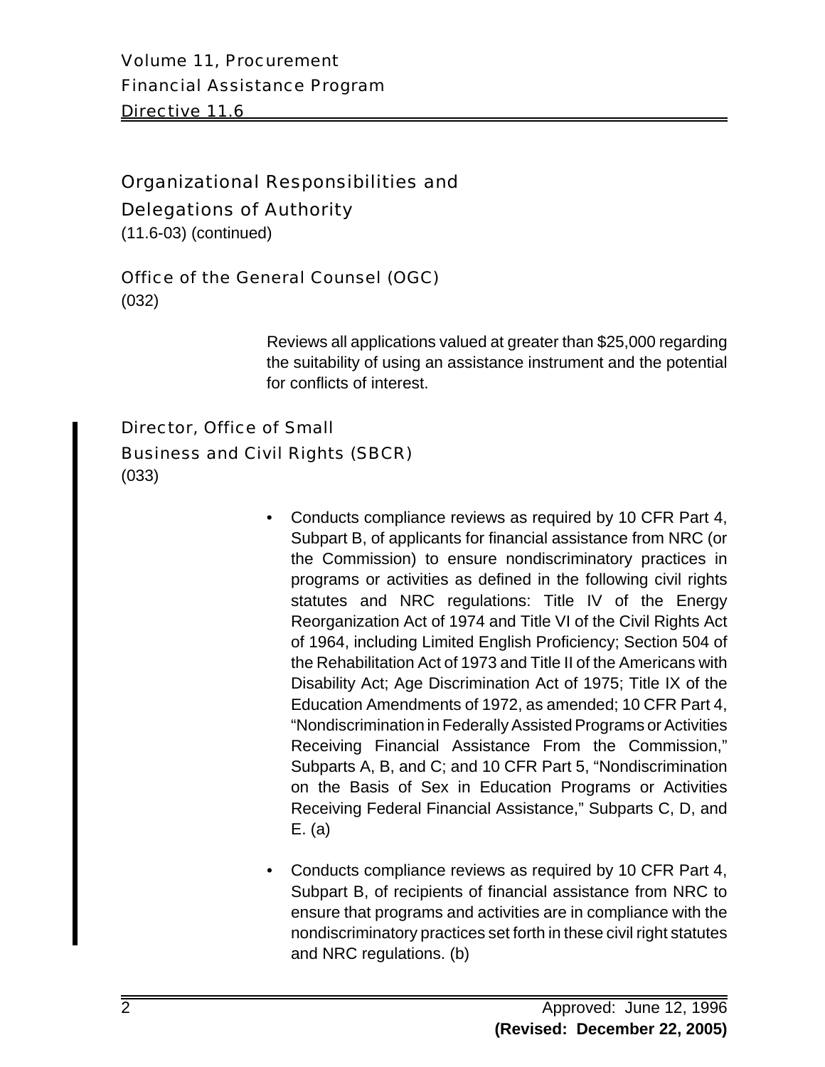## Organizational Responsibilities and Delegations of Authority

(11.6-03) (continued)

### Office of the General Counsel (OGC)

(032)

Reviews all applications valued at greater than $25,000 regarding the suitability of using an assistance instrument and the potential for conflicts of interest.

### Director, Office of Small Business and Civil Rights (SBCR)

(033)

- Conducts compliance reviews as required by 10 CFR Part 4, Subpart B, of applicants for financial assistance from NRC (or the Commission) to ensure nondiscriminatory practices in programs or activities as defined in the following civil rights statutes and NRC regulations: Title IV of the Energy Reorganization Act of 1974 and Title VI of the Civil Rights Act of 1964, including Limited English Proficiency; Section 504 of the Rehabilitation Act of 1973 and Title II of the Americans with Disability Act; Age Discrimination Act of 1975; Title IX of the Education Amendments of 1972, as amended; 10 CFR Part 4, "Nondiscrimination in Federally Assisted Programs or Activities Receiving Financial Assistance From the Commission," Subparts A, B, and C; and 10 CFR Part 5, "Nondiscrimination on the Basis of Sex in Education Programs or Activities Receiving Federal Financial Assistance," Subparts C, D, and E. (a)

- Conducts compliance reviews as required by 10 CFR Part 4, Subpart B, of recipients of financial assistance from NRC to ensure that programs and activities are in compliance with the nondiscriminatory practices set forth in these civil right statutes and NRC regulations. (b)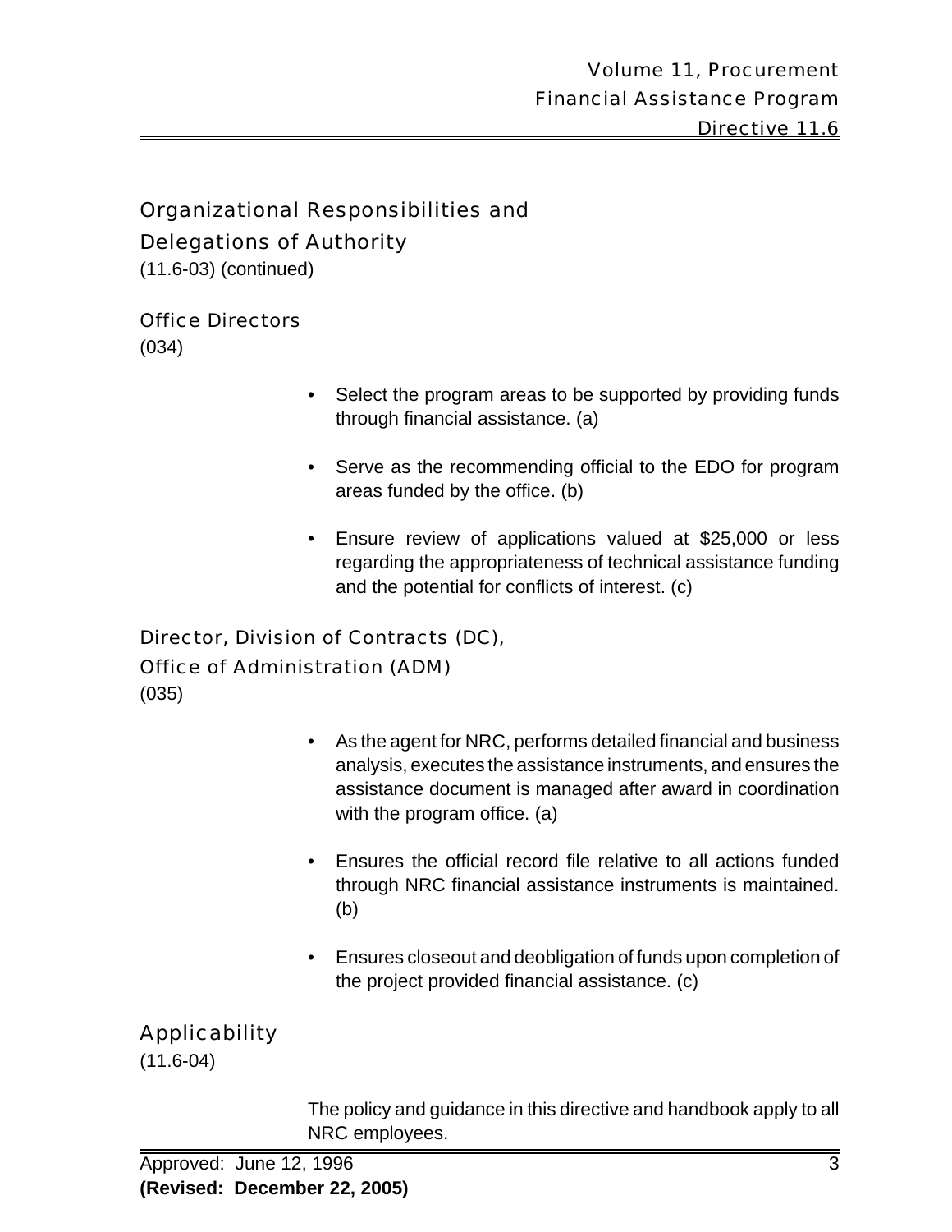## Organizational Responsibilities and Delegations of Authority

(11.6-03) (continued)

### Office Directors

(034)

- Select the program areas to be supported by providing funds through financial assistance. (a)
- Serve as the recommending official to the EDO for program areas funded by the office. (b)
- Ensure review of applications valued at $25,000 or less regarding the appropriateness of technical assistance funding and the potential for conflicts of interest. (c)

### Director, Division of Contracts (DC), Office of Administration (ADM)

(035)

- As the agent for NRC, performs detailed financial and business analysis, executes the assistance instruments, and ensures the assistance document is managed after award in coordination with the program office. (a)
- Ensures the official record file relative to all actions funded through NRC financial assistance instruments is maintained. (b)
- Ensures closeout and deobligation of funds upon completion of the project provided financial assistance. (c)

## Applicability

(11.6-04)

The policy and guidance in this directive and handbook apply to all NRC employees.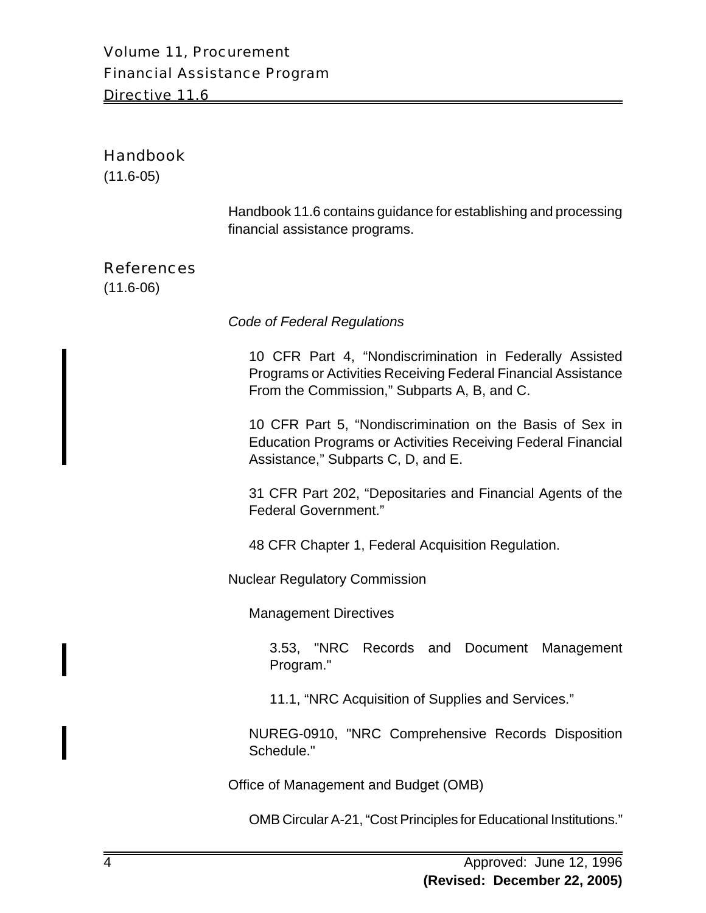## Handbook
(11.6-05)

Handbook 11.6 contains guidance for establishing and processing financial assistance programs.

## References
(11.6-06)

*Code of Federal Regulations*

10 CFR Part 4, “Nondiscrimination in Federally Assisted Programs or Activities Receiving Federal Financial Assistance From the Commission,” Subparts A, B, and C.

10 CFR Part 5, “Nondiscrimination on the Basis of Sex in Education Programs or Activities Receiving Federal Financial Assistance,” Subparts C, D, and E.

31 CFR Part 202, “Depositaries and Financial Agents of the Federal Government.”

48 CFR Chapter 1, Federal Acquisition Regulation.

Nuclear Regulatory Commission

Management Directives

3.53, "NRC Records and Document Management Program."

11.1, “NRC Acquisition of Supplies and Services.”

NUREG-0910, "NRC Comprehensive Records Disposition Schedule."

Office of Management and Budget (OMB)

OMB Circular A-21, “Cost Principles for Educational Institutions.”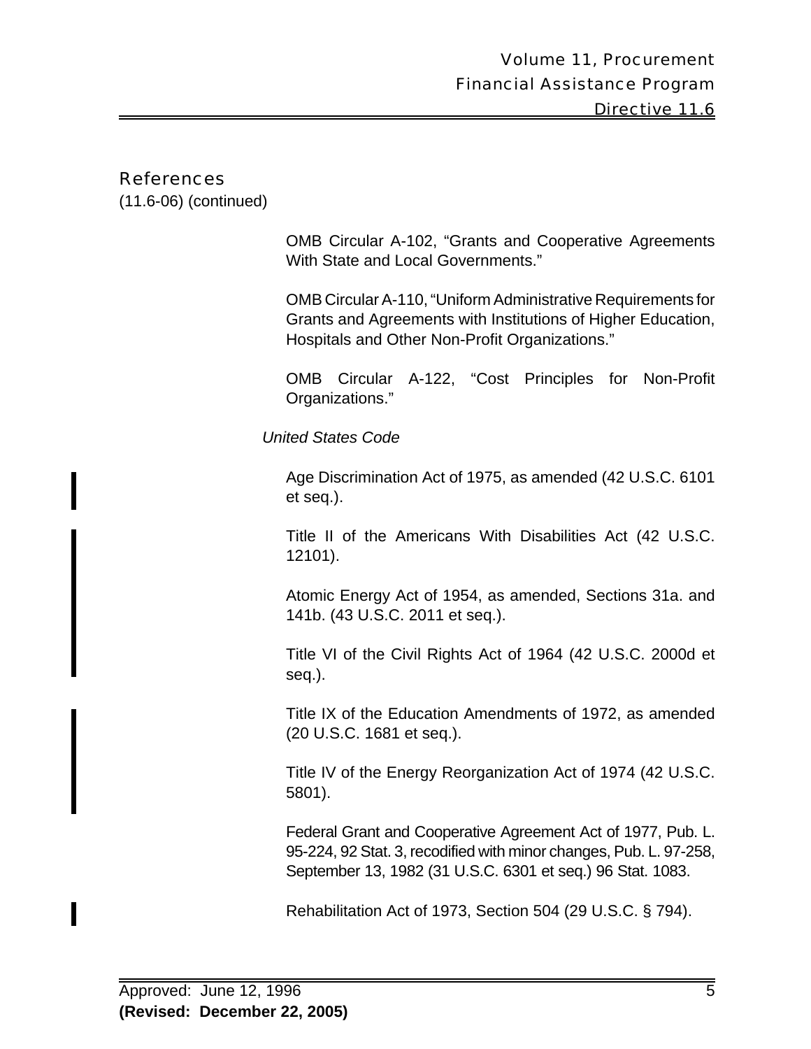## References

(11.6-06) (continued)

OMB Circular A-102, "Grants and Cooperative Agreements With State and Local Governments."

OMB Circular A-110, "Uniform Administrative Requirements for Grants and Agreements with Institutions of Higher Education, Hospitals and Other Non-Profit Organizations."

OMB Circular A-122, "Cost Principles for Non-Profit Organizations."

*United States Code*

Age Discrimination Act of 1975, as amended (42 U.S.C. 6101 et seq.).

Title II of the Americans With Disabilities Act (42 U.S.C. 12101).

Atomic Energy Act of 1954, as amended, Sections 31a. and 141b. (43 U.S.C. 2011 et seq.).

Title VI of the Civil Rights Act of 1964 (42 U.S.C. 2000d et seq.).

Title IX of the Education Amendments of 1972, as amended (20 U.S.C. 1681 et seq.).

Title IV of the Energy Reorganization Act of 1974 (42 U.S.C. 5801).

Federal Grant and Cooperative Agreement Act of 1977, Pub. L. 95-224, 92 Stat. 3, recodified with minor changes, Pub. L. 97-258, September 13, 1982 (31 U.S.C. 6301 et seq.) 96 Stat. 1083.

Rehabilitation Act of 1973, Section 504 (29 U.S.C. § 794).

Approved: June 12, 1996
**(Revised: December 22, 2005)**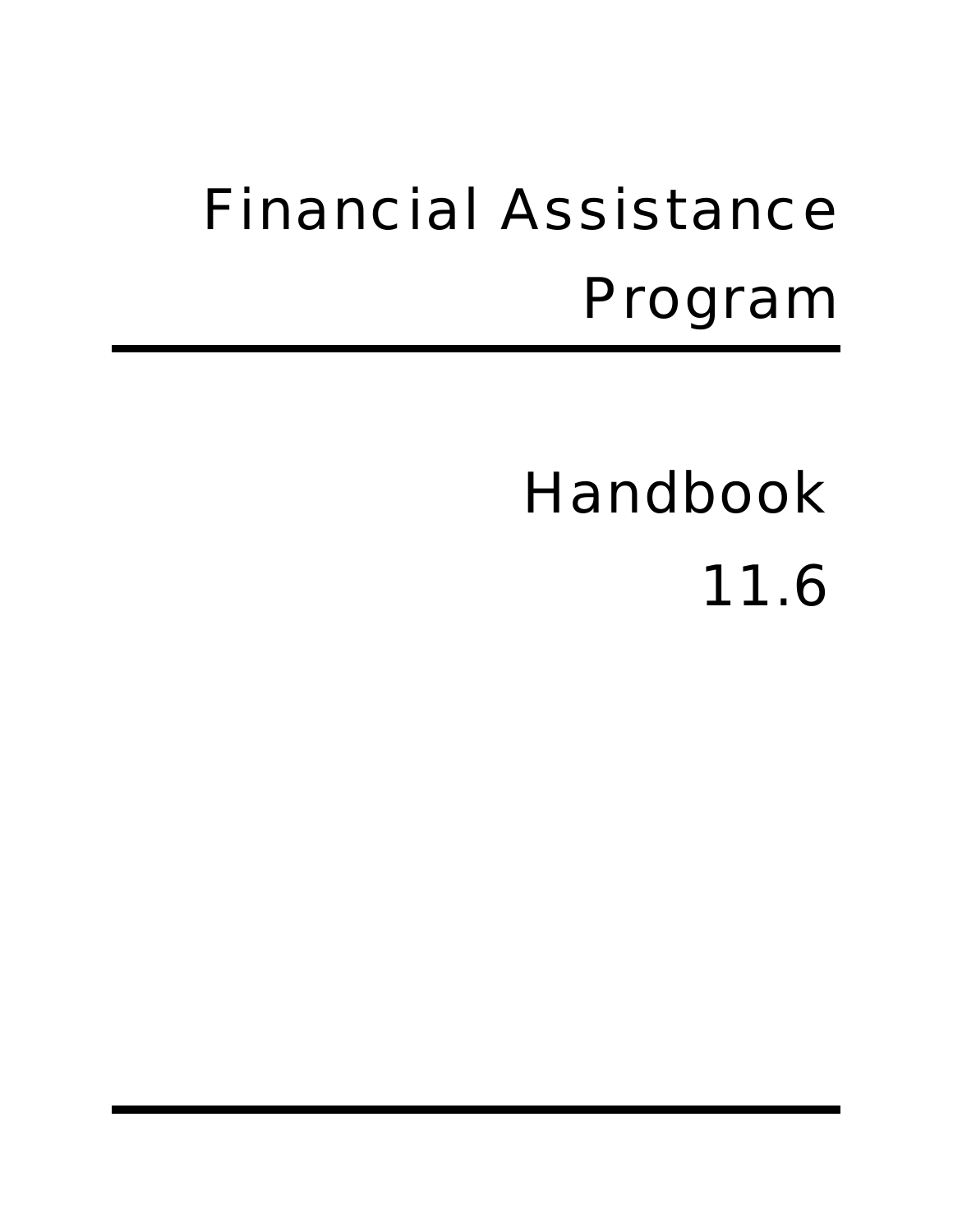# Financial Assistance Program

## Handbook 11.6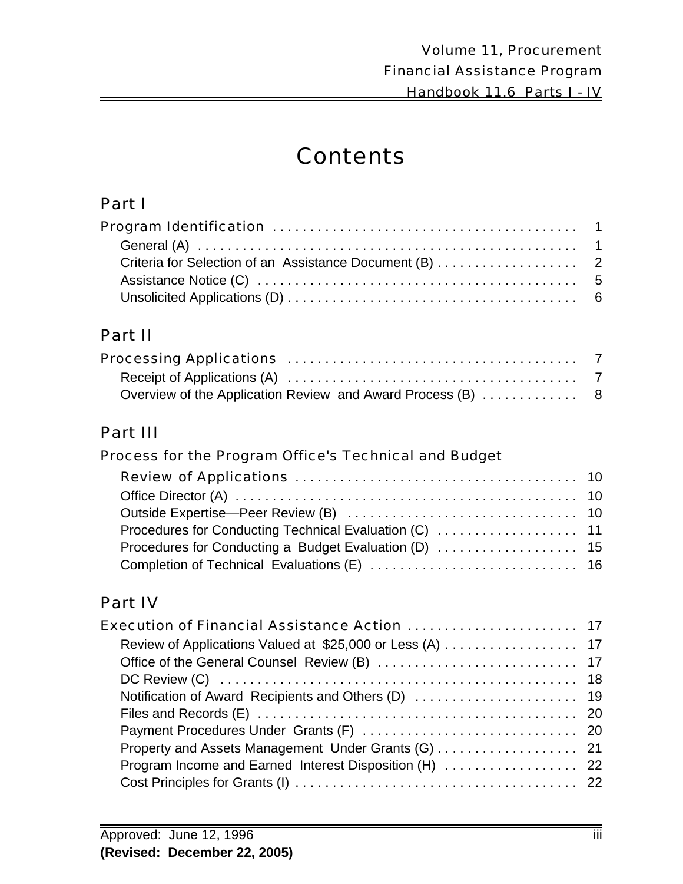# Contents

## Part I

**Program Identification** . . . . . . . . . . . . . . . . . . . . . . . . . . . . . . . . . . . . . . . . 1

- General (A) . . . . . . . . . . . . . . . . . . . . . . . . . . . . . . . . . . . . . . . . . . . . . . . . . . . 1
- Criteria for Selection of an Assistance Document (B) . . . . . . . . . . . . . . . . . . . 2
- Assistance Notice (C) . . . . . . . . . . . . . . . . . . . . . . . . . . . . . . . . . . . . . . . . . . . 5
- Unsolicited Applications (D) . . . . . . . . . . . . . . . . . . . . . . . . . . . . . . . . . . . . . . . 6

## Part II

**Processing Applications** . . . . . . . . . . . . . . . . . . . . . . . . . . . . . . . . . . . . . . . 7

- Receipt of Applications (A) . . . . . . . . . . . . . . . . . . . . . . . . . . . . . . . . . . . . . . . 7
- Overview of the Application Review and Award Process (B) . . . . . . . . . . . . . 8

## Part III

**Process for the Program Office's Technical and Budget Review of Applications** . . . . . . . . . . . . . . . . . . . . . . . . . . . . . . . . . . . . . . 10

- Office Director (A) . . . . . . . . . . . . . . . . . . . . . . . . . . . . . . . . . . . . . . . . . . . . . . 10
- Outside Expertise—Peer Review (B) . . . . . . . . . . . . . . . . . . . . . . . . . . . . . . . 10
- Procedures for Conducting Technical Evaluation (C) . . . . . . . . . . . . . . . . . . . 11
- Procedures for Conducting a Budget Evaluation (D) . . . . . . . . . . . . . . . . . . . 15
- Completion of Technical Evaluations (E) . . . . . . . . . . . . . . . . . . . . . . . . . . . . 16

## Part IV

**Execution of Financial Assistance Action** . . . . . . . . . . . . . . . . . . . . . . . 17

- Review of Applications Valued at $25,000 or Less (A) . . . . . . . . . . . . . . . . . . 17
- Office of the General Counsel Review (B) . . . . . . . . . . . . . . . . . . . . . . . . . . . 17
- DC Review (C) . . . . . . . . . . . . . . . . . . . . . . . . . . . . . . . . . . . . . . . . . . . . . . . . 18
- Notification of Award Recipients and Others (D) . . . . . . . . . . . . . . . . . . . . . . 19
- Files and Records (E) . . . . . . . . . . . . . . . . . . . . . . . . . . . . . . . . . . . . . . . . . . . 20
- Payment Procedures Under Grants (F) . . . . . . . . . . . . . . . . . . . . . . . . . . . . . 20
- Property and Assets Management Under Grants (G) . . . . . . . . . . . . . . . . . . . 21
- Program Income and Earned Interest Disposition (H) . . . . . . . . . . . . . . . . . . 22
- Cost Principles for Grants (I) . . . . . . . . . . . . . . . . . . . . . . . . . . . . . . . . . . . . . . 22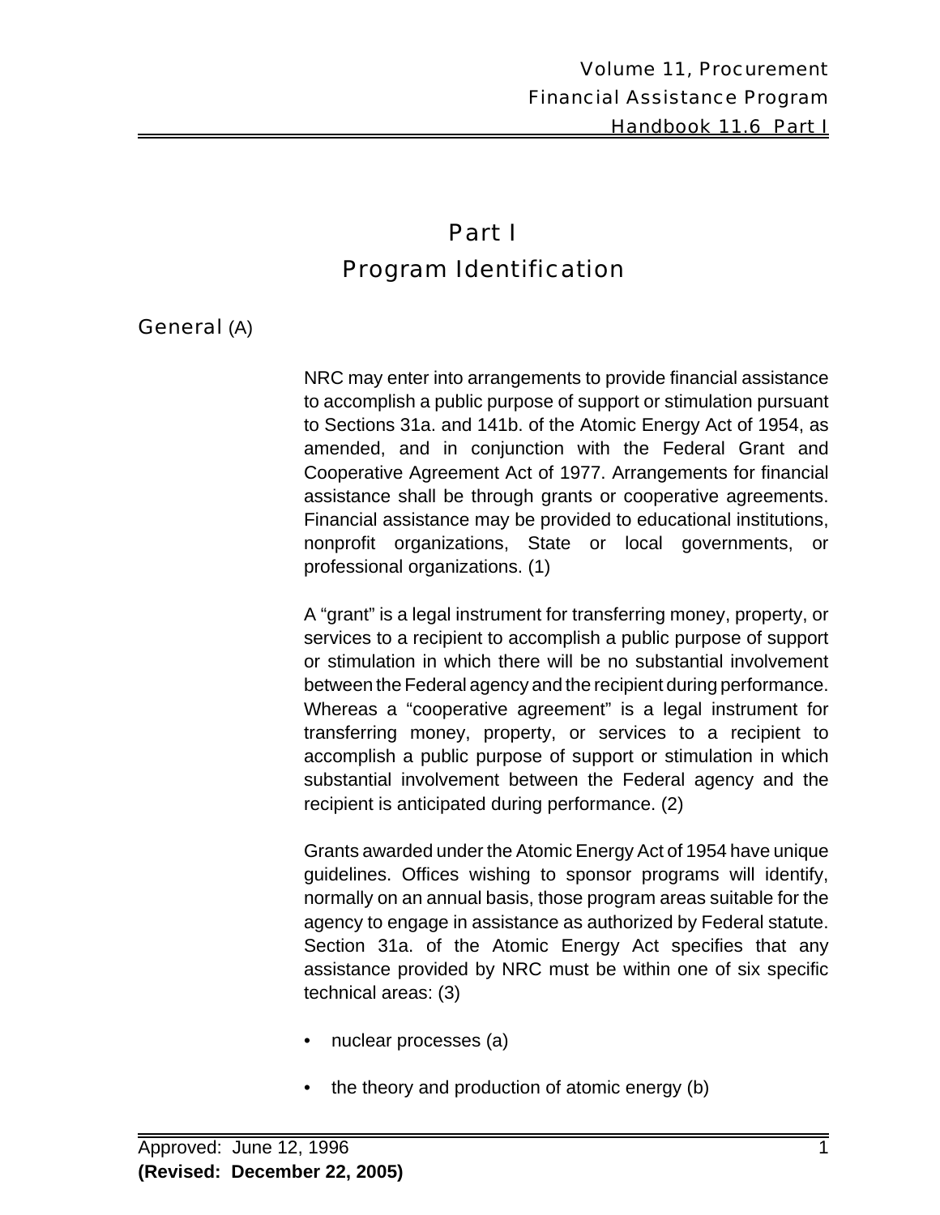# Part I
# Program Identification

## General (A)

NRC may enter into arrangements to provide financial assistance to accomplish a public purpose of support or stimulation pursuant to Sections 31a. and 141b. of the Atomic Energy Act of 1954, as amended, and in conjunction with the Federal Grant and Cooperative Agreement Act of 1977. Arrangements for financial assistance shall be through grants or cooperative agreements. Financial assistance may be provided to educational institutions, nonprofit organizations, State or local governments, or professional organizations. (1)

A "grant" is a legal instrument for transferring money, property, or services to a recipient to accomplish a public purpose of support or stimulation in which there will be no substantial involvement between the Federal agency and the recipient during performance. Whereas a "cooperative agreement" is a legal instrument for transferring money, property, or services to a recipient to accomplish a public purpose of support or stimulation in which substantial involvement between the Federal agency and the recipient is anticipated during performance. (2)

Grants awarded under the Atomic Energy Act of 1954 have unique guidelines. Offices wishing to sponsor programs will identify, normally on an annual basis, those program areas suitable for the agency to engage in assistance as authorized by Federal statute. Section 31a. of the Atomic Energy Act specifies that any assistance provided by NRC must be within one of six specific technical areas: (3)

- nuclear processes (a)
- the theory and production of atomic energy (b)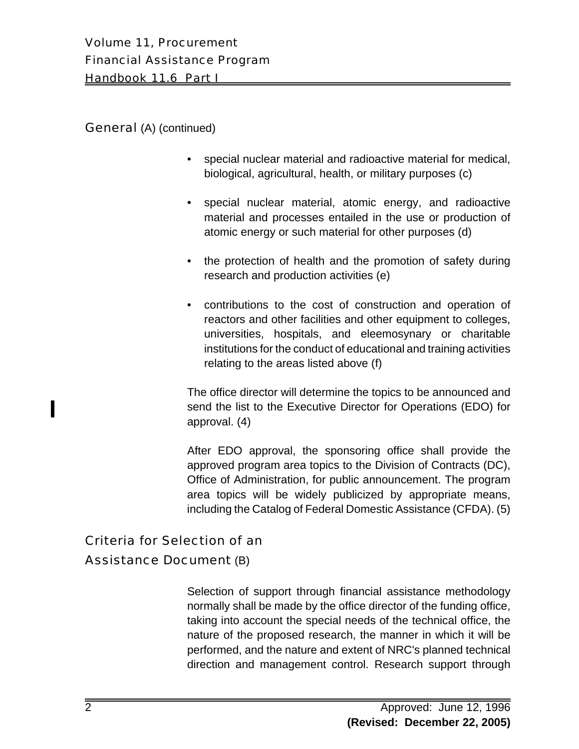## General (A) (continued)

- special nuclear material and radioactive material for medical, biological, agricultural, health, or military purposes (c)
- special nuclear material, atomic energy, and radioactive material and processes entailed in the use or production of atomic energy or such material for other purposes (d)
- the protection of health and the promotion of safety during research and production activities (e)
- contributions to the cost of construction and operation of reactors and other facilities and other equipment to colleges, universities, hospitals, and eleemosynary or charitable institutions for the conduct of educational and training activities relating to the areas listed above (f)

The office director will determine the topics to be announced and send the list to the Executive Director for Operations (EDO) for approval. (4)

After EDO approval, the sponsoring office shall provide the approved program area topics to the Division of Contracts (DC), Office of Administration, for public announcement. The program area topics will be widely publicized by appropriate means, including the Catalog of Federal Domestic Assistance (CFDA). (5)

## Criteria for Selection of an Assistance Document (B)

Selection of support through financial assistance methodology normally shall be made by the office director of the funding office, taking into account the special needs of the technical office, the nature of the proposed research, the manner in which it will be performed, and the nature and extent of NRC's planned technical direction and management control. Research support through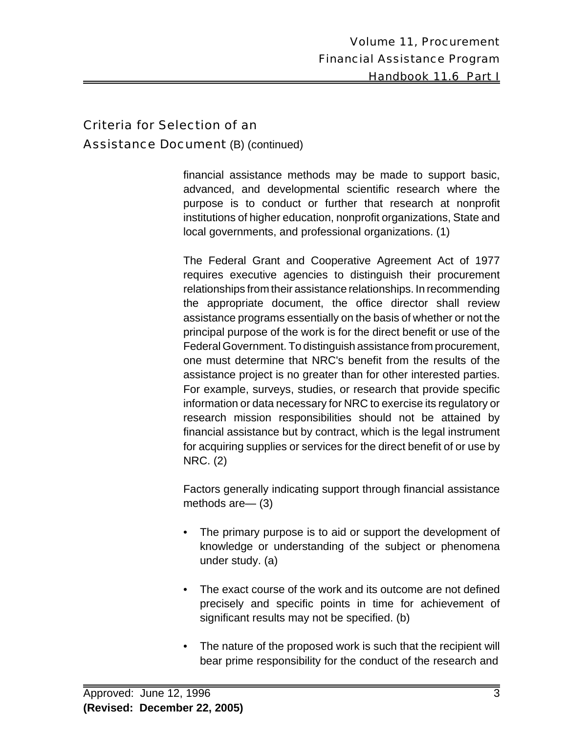## Criteria for Selection of an Assistance Document (B) (continued)

financial assistance methods may be made to support basic, advanced, and developmental scientific research where the purpose is to conduct or further that research at nonprofit institutions of higher education, nonprofit organizations, State and local governments, and professional organizations. (1)

The Federal Grant and Cooperative Agreement Act of 1977 requires executive agencies to distinguish their procurement relationships from their assistance relationships. In recommending the appropriate document, the office director shall review assistance programs essentially on the basis of whether or not the principal purpose of the work is for the direct benefit or use of the Federal Government. To distinguish assistance from procurement, one must determine that NRC's benefit from the results of the assistance project is no greater than for other interested parties. For example, surveys, studies, or research that provide specific information or data necessary for NRC to exercise its regulatory or research mission responsibilities should not be attained by financial assistance but by contract, which is the legal instrument for acquiring supplies or services for the direct benefit of or use by NRC. (2)

Factors generally indicating support through financial assistance methods are— (3)

- The primary purpose is to aid or support the development of knowledge or understanding of the subject or phenomena under study. (a)
- The exact course of the work and its outcome are not defined precisely and specific points in time for achievement of significant results may not be specified. (b)
- The nature of the proposed work is such that the recipient will bear prime responsibility for the conduct of the research and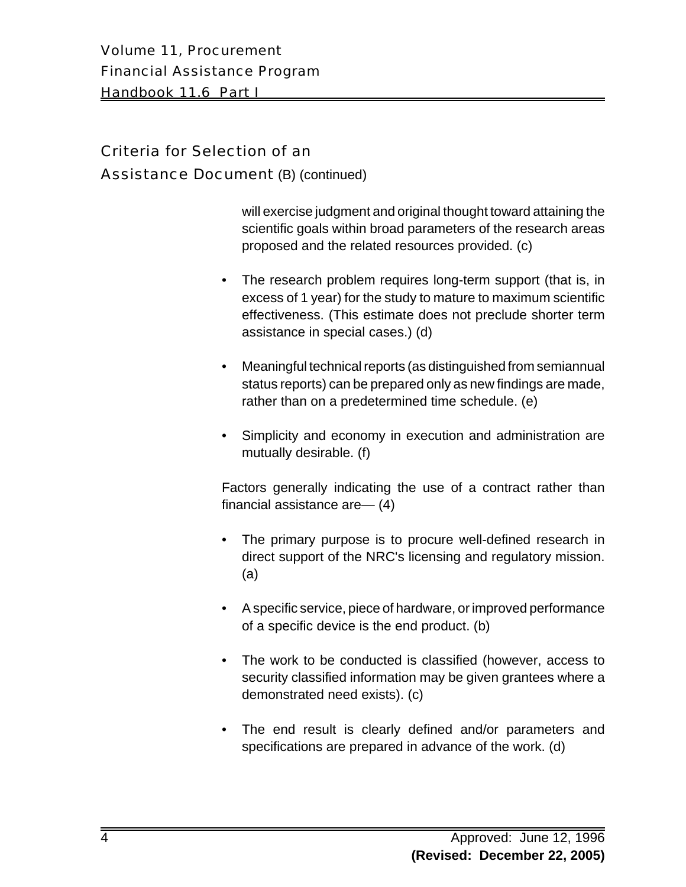## Criteria for Selection of an Assistance Document (B) (continued)

will exercise judgment and original thought toward attaining the scientific goals within broad parameters of the research areas proposed and the related resources provided. (c)

- The research problem requires long-term support (that is, in excess of 1 year) for the study to mature to maximum scientific effectiveness. (This estimate does not preclude shorter term assistance in special cases.) (d)

- Meaningful technical reports (as distinguished from semiannual status reports) can be prepared only as new findings are made, rather than on a predetermined time schedule. (e)

- Simplicity and economy in execution and administration are mutually desirable. (f)

Factors generally indicating the use of a contract rather than financial assistance are— (4)

- The primary purpose is to procure well-defined research in direct support of the NRC's licensing and regulatory mission. (a)

- A specific service, piece of hardware, or improved performance of a specific device is the end product. (b)

- The work to be conducted is classified (however, access to security classified information may be given grantees where a demonstrated need exists). (c)

- The end result is clearly defined and/or parameters and specifications are prepared in advance of the work. (d)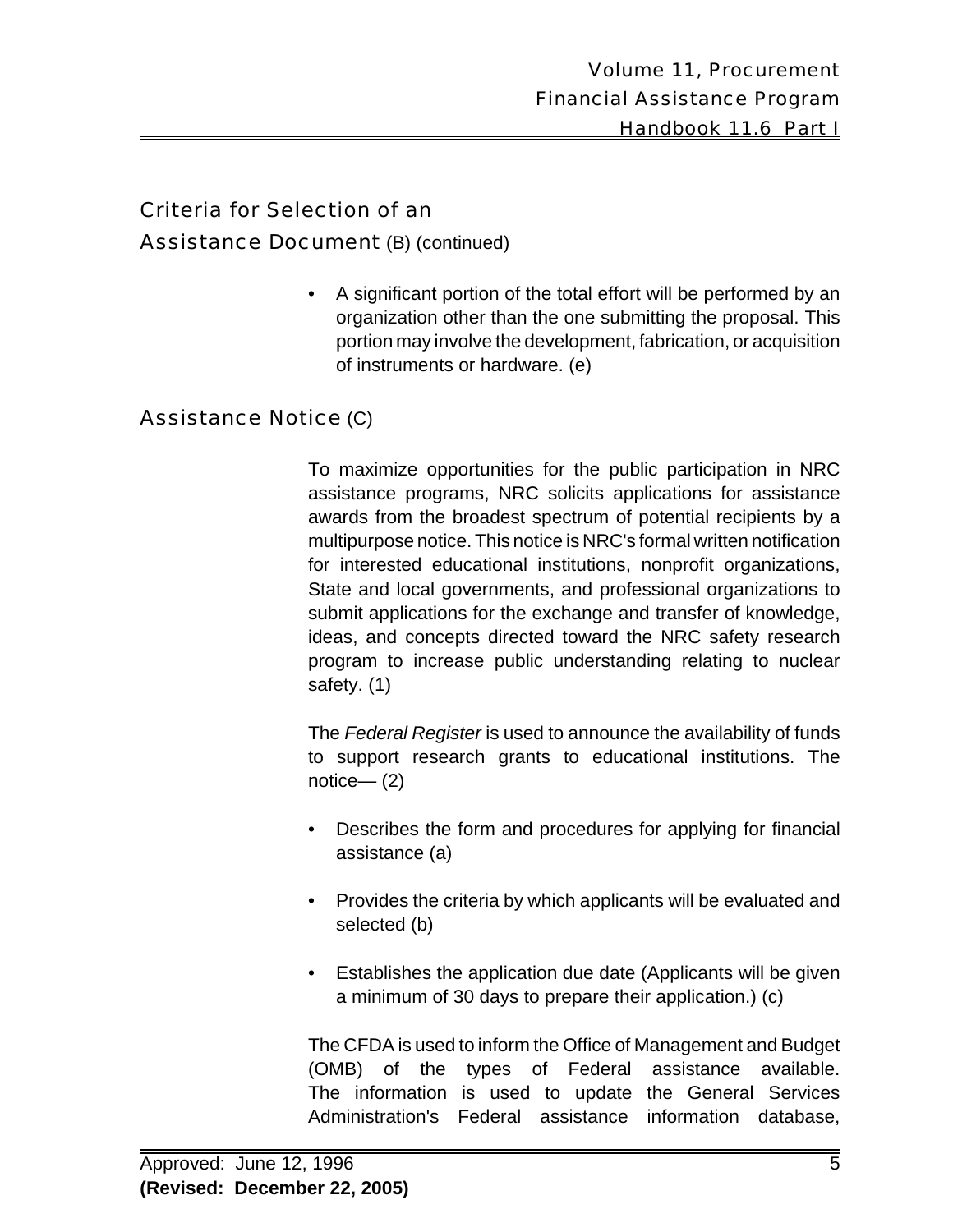## Criteria for Selection of an Assistance Document (B) (continued)

- A significant portion of the total effort will be performed by an organization other than the one submitting the proposal. This portion may involve the development, fabrication, or acquisition of instruments or hardware. (e)

## Assistance Notice (C)

To maximize opportunities for the public participation in NRC assistance programs, NRC solicits applications for assistance awards from the broadest spectrum of potential recipients by a multipurpose notice. This notice is NRC's formal written notification for interested educational institutions, nonprofit organizations, State and local governments, and professional organizations to submit applications for the exchange and transfer of knowledge, ideas, and concepts directed toward the NRC safety research program to increase public understanding relating to nuclear safety. (1)

The *Federal Register* is used to announce the availability of funds to support research grants to educational institutions. The notice— (2)

- Describes the form and procedures for applying for financial assistance (a)

- Provides the criteria by which applicants will be evaluated and selected (b)

- Establishes the application due date (Applicants will be given a minimum of 30 days to prepare their application.) (c)

The CFDA is used to inform the Office of Management and Budget (OMB) of the types of Federal assistance available. The information is used to update the General Services Administration's Federal assistance information database,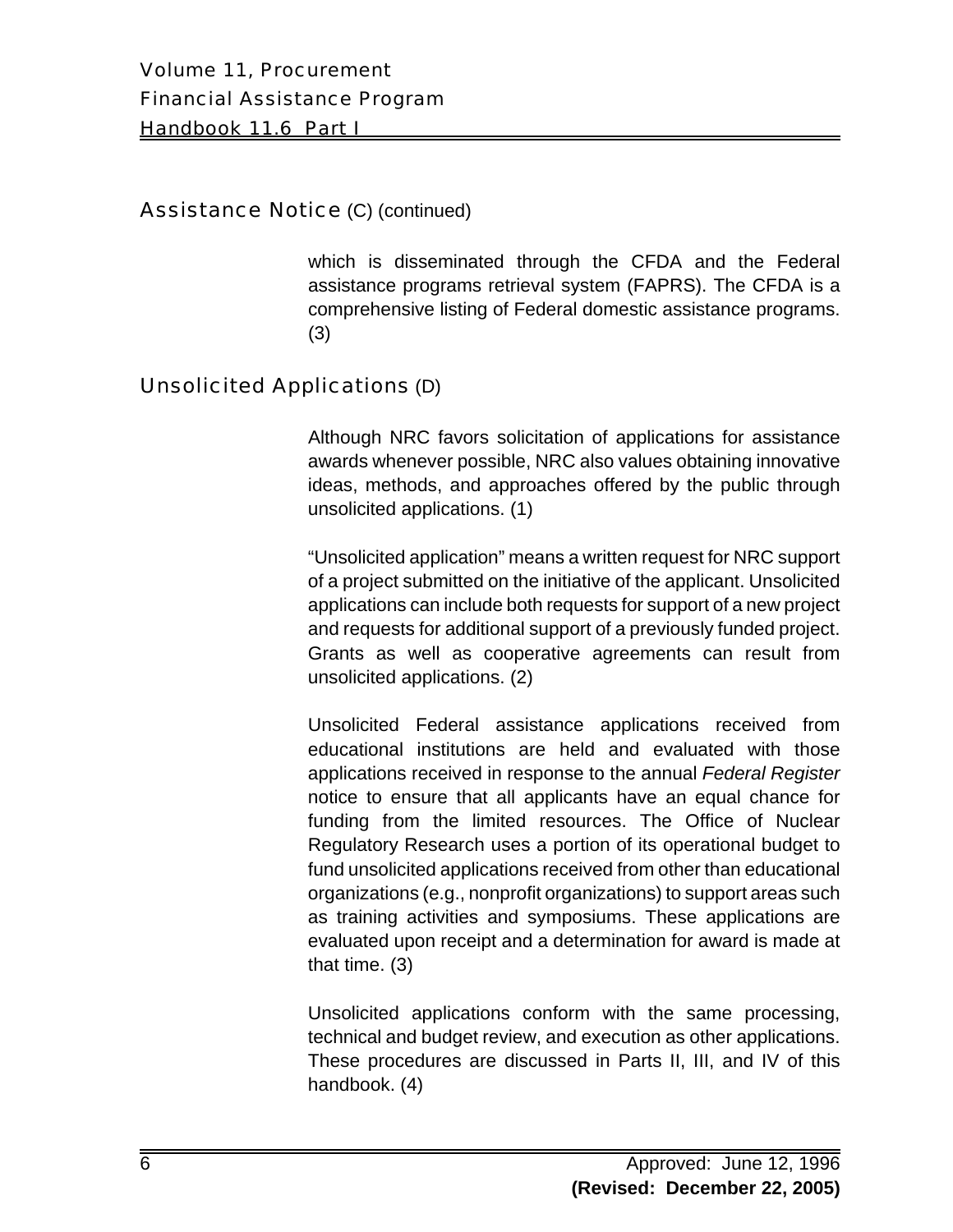## Assistance Notice (C) (continued)

which is disseminated through the CFDA and the Federal assistance programs retrieval system (FAPRS). The CFDA is a comprehensive listing of Federal domestic assistance programs. (3)

## Unsolicited Applications (D)

Although NRC favors solicitation of applications for assistance awards whenever possible, NRC also values obtaining innovative ideas, methods, and approaches offered by the public through unsolicited applications. (1)

"Unsolicited application" means a written request for NRC support of a project submitted on the initiative of the applicant. Unsolicited applications can include both requests for support of a new project and requests for additional support of a previously funded project. Grants as well as cooperative agreements can result from unsolicited applications. (2)

Unsolicited Federal assistance applications received from educational institutions are held and evaluated with those applications received in response to the annual *Federal Register* notice to ensure that all applicants have an equal chance for funding from the limited resources. The Office of Nuclear Regulatory Research uses a portion of its operational budget to fund unsolicited applications received from other than educational organizations (e.g., nonprofit organizations) to support areas such as training activities and symposiums. These applications are evaluated upon receipt and a determination for award is made at that time. (3)

Unsolicited applications conform with the same processing, technical and budget review, and execution as other applications. These procedures are discussed in Parts II, III, and IV of this handbook. (4)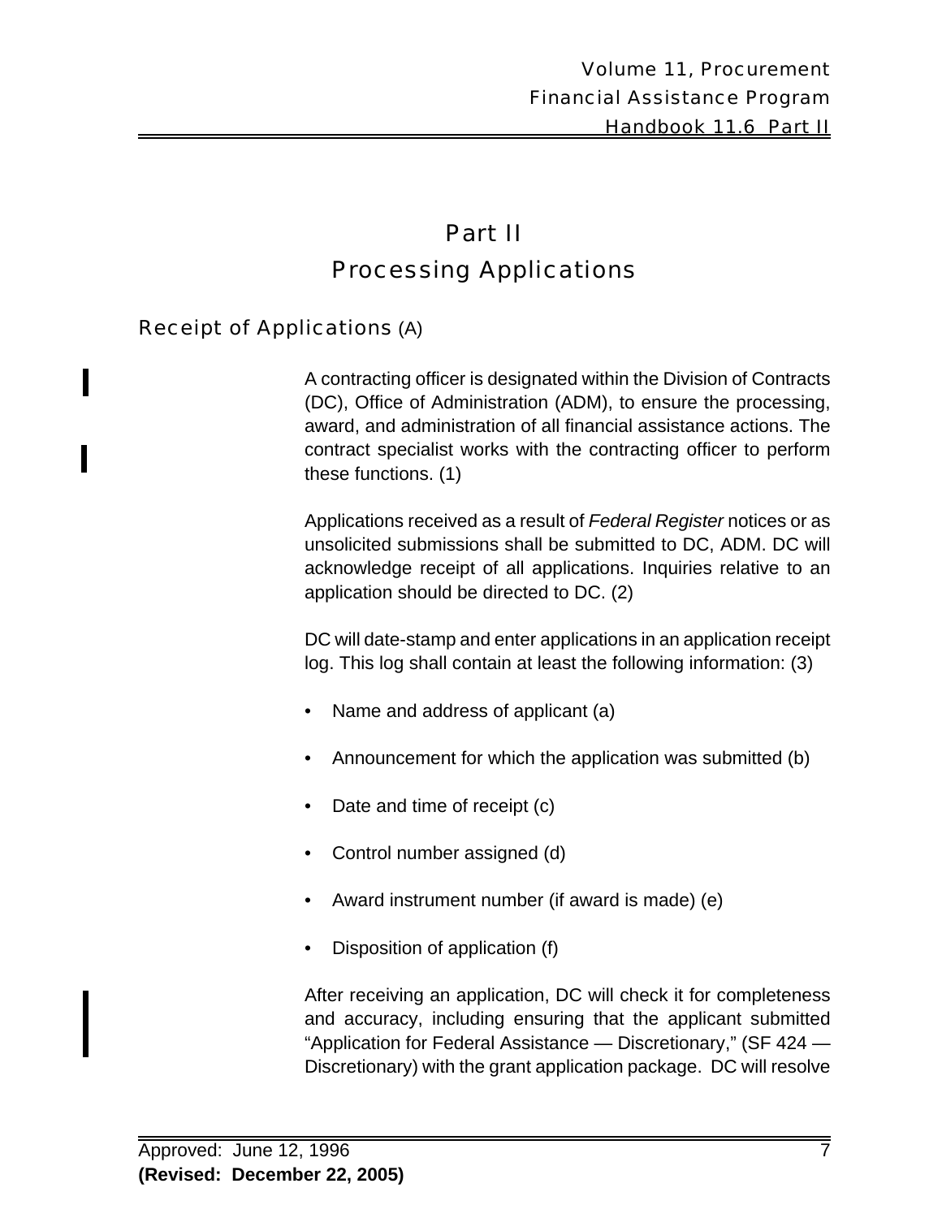# Part II
# Processing Applications

## Receipt of Applications (A)

A contracting officer is designated within the Division of Contracts (DC), Office of Administration (ADM), to ensure the processing, award, and administration of all financial assistance actions. The contract specialist works with the contracting officer to perform these functions. (1)

Applications received as a result of *Federal Register* notices or as unsolicited submissions shall be submitted to DC, ADM. DC will acknowledge receipt of all applications. Inquiries relative to an application should be directed to DC. (2)

DC will date-stamp and enter applications in an application receipt log. This log shall contain at least the following information: (3)

- Name and address of applicant (a)
- Announcement for which the application was submitted (b)
- Date and time of receipt (c)
- Control number assigned (d)
- Award instrument number (if award is made) (e)
- Disposition of application (f)

After receiving an application, DC will check it for completeness and accuracy, including ensuring that the applicant submitted "Application for Federal Assistance — Discretionary," (SF 424 — Discretionary) with the grant application package. DC will resolve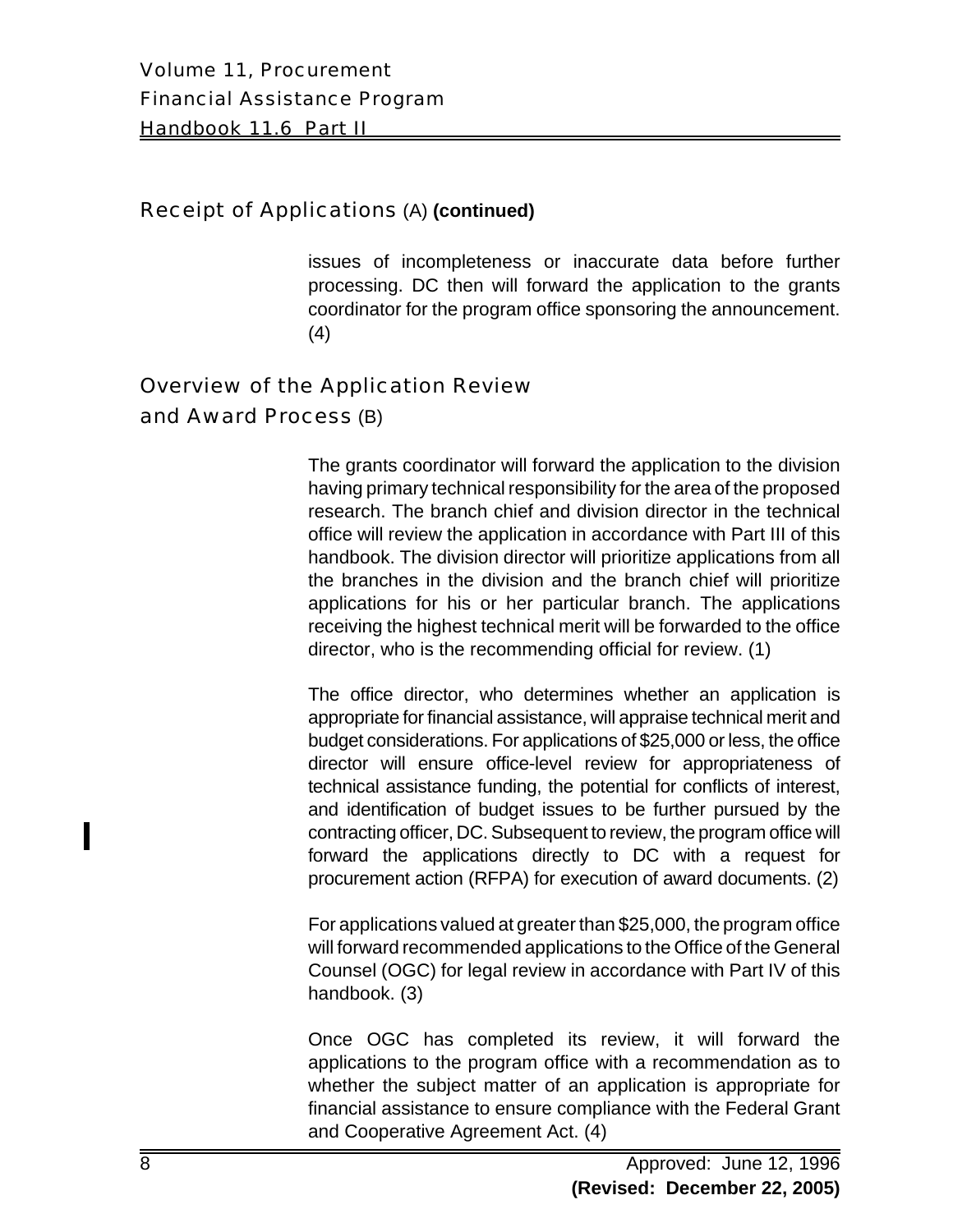## Receipt of Applications (A) **(continued)**

issues of incompleteness or inaccurate data before further processing. DC then will forward the application to the grants coordinator for the program office sponsoring the announcement. (4)

## Overview of the Application Review and Award Process (B)

The grants coordinator will forward the application to the division having primary technical responsibility for the area of the proposed research. The branch chief and division director in the technical office will review the application in accordance with Part III of this handbook. The division director will prioritize applications from all the branches in the division and the branch chief will prioritize applications for his or her particular branch. The applications receiving the highest technical merit will be forwarded to the office director, who is the recommending official for review. (1)

The office director, who determines whether an application is appropriate for financial assistance, will appraise technical merit and budget considerations. For applications of $25,000 or less, the office director will ensure office-level review for appropriateness of technical assistance funding, the potential for conflicts of interest, and identification of budget issues to be further pursued by the contracting officer, DC. Subsequent to review, the program office will forward the applications directly to DC with a request for procurement action (RFPA) for execution of award documents. (2)

For applications valued at greater than $25,000, the program office will forward recommended applications to the Office of the General Counsel (OGC) for legal review in accordance with Part IV of this handbook. (3)

Once OGC has completed its review, it will forward the applications to the program office with a recommendation as to whether the subject matter of an application is appropriate for financial assistance to ensure compliance with the Federal Grant and Cooperative Agreement Act. (4)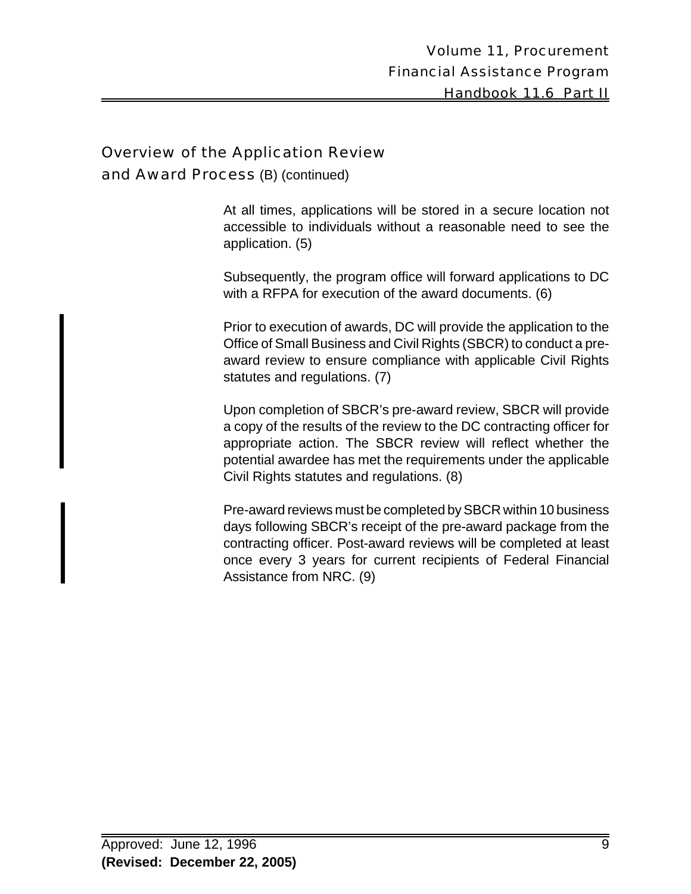## Overview of the Application Review and Award Process (B) (continued)

At all times, applications will be stored in a secure location not accessible to individuals without a reasonable need to see the application. (5)

Subsequently, the program office will forward applications to DC with a RFPA for execution of the award documents. (6)

Prior to execution of awards, DC will provide the application to the Office of Small Business and Civil Rights (SBCR) to conduct a pre-award review to ensure compliance with applicable Civil Rights statutes and regulations. (7)

Upon completion of SBCR's pre-award review, SBCR will provide a copy of the results of the review to the DC contracting officer for appropriate action. The SBCR review will reflect whether the potential awardee has met the requirements under the applicable Civil Rights statutes and regulations. (8)

Pre-award reviews must be completed by SBCR within 10 business days following SBCR's receipt of the pre-award package from the contracting officer. Post-award reviews will be completed at least once every 3 years for current recipients of Federal Financial Assistance from NRC. (9)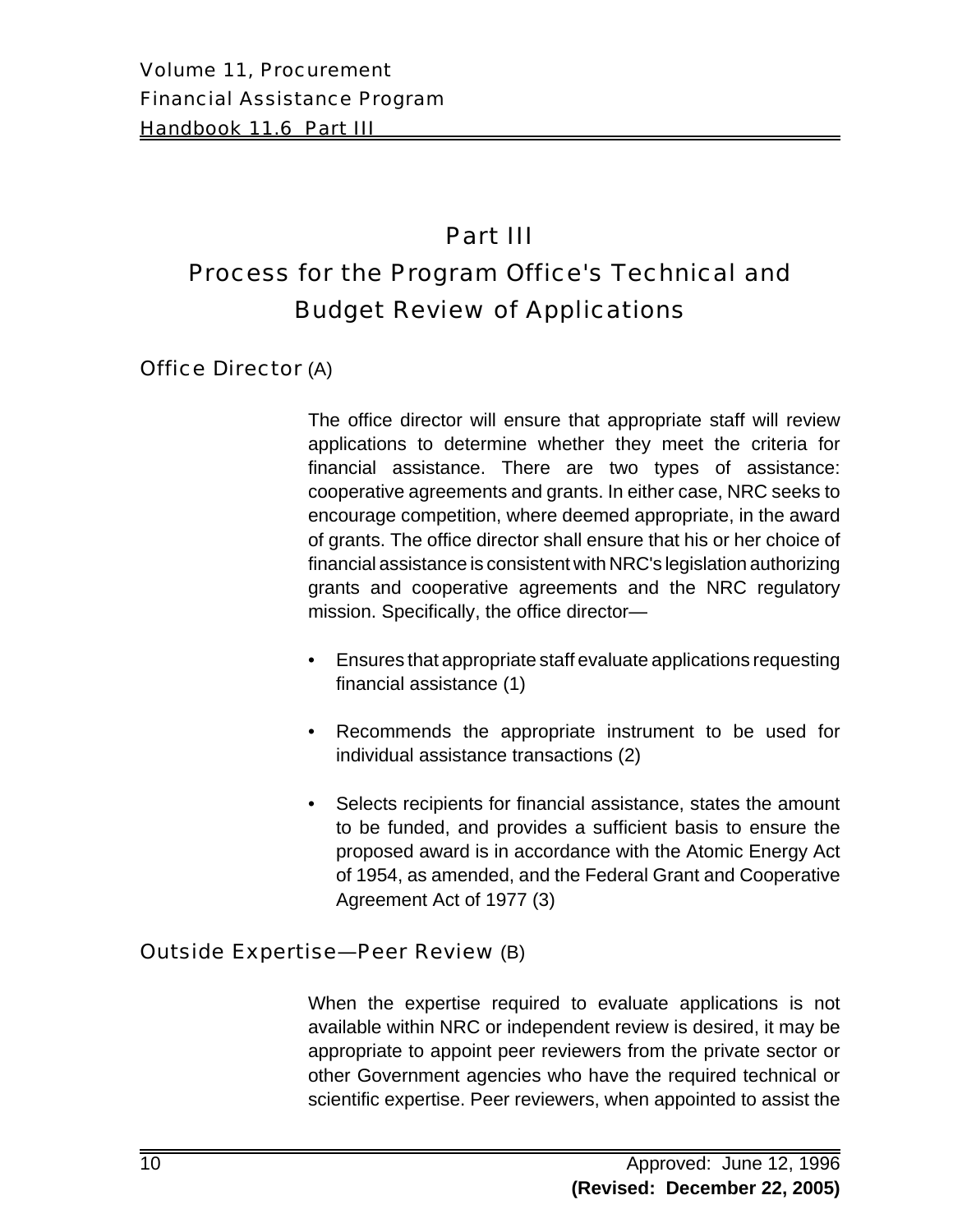# Part III

# Process for the Program Office's Technical and Budget Review of Applications

## Office Director (A)

The office director will ensure that appropriate staff will review applications to determine whether they meet the criteria for financial assistance. There are two types of assistance: cooperative agreements and grants. In either case, NRC seeks to encourage competition, where deemed appropriate, in the award of grants. The office director shall ensure that his or her choice of financial assistance is consistent with NRC's legislation authorizing grants and cooperative agreements and the NRC regulatory mission. Specifically, the office director—

- Ensures that appropriate staff evaluate applications requesting financial assistance (1)
- Recommends the appropriate instrument to be used for individual assistance transactions (2)
- Selects recipients for financial assistance, states the amount to be funded, and provides a sufficient basis to ensure the proposed award is in accordance with the Atomic Energy Act of 1954, as amended, and the Federal Grant and Cooperative Agreement Act of 1977 (3)

## Outside Expertise—Peer Review (B)

When the expertise required to evaluate applications is not available within NRC or independent review is desired, it may be appropriate to appoint peer reviewers from the private sector or other Government agencies who have the required technical or scientific expertise. Peer reviewers, when appointed to assist the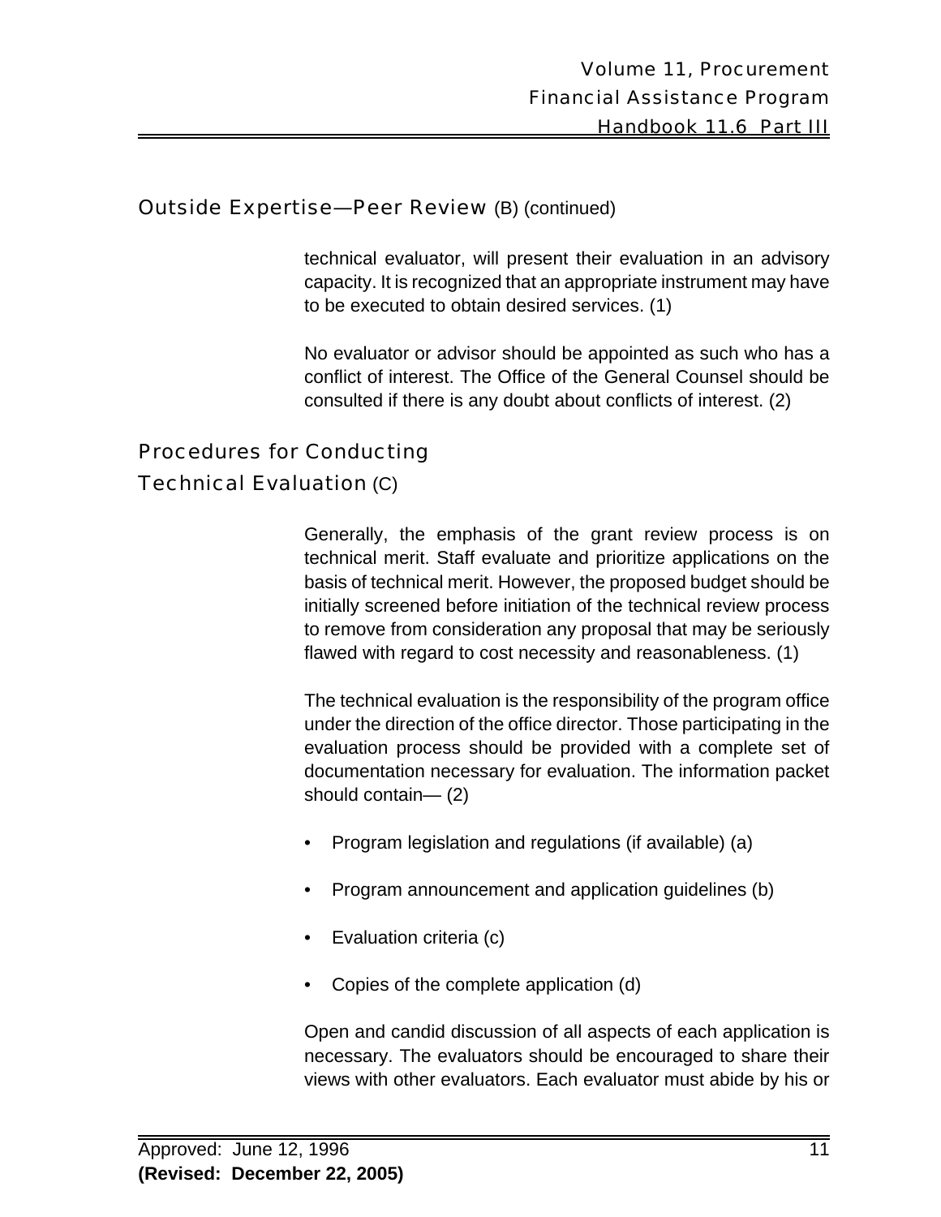## Outside Expertise—Peer Review (B) (continued)

technical evaluator, will present their evaluation in an advisory capacity. It is recognized that an appropriate instrument may have to be executed to obtain desired services. (1)

No evaluator or advisor should be appointed as such who has a conflict of interest. The Office of the General Counsel should be consulted if there is any doubt about conflicts of interest. (2)

## Procedures for Conducting Technical Evaluation (C)

Generally, the emphasis of the grant review process is on technical merit. Staff evaluate and prioritize applications on the basis of technical merit. However, the proposed budget should be initially screened before initiation of the technical review process to remove from consideration any proposal that may be seriously flawed with regard to cost necessity and reasonableness. (1)

The technical evaluation is the responsibility of the program office under the direction of the office director. Those participating in the evaluation process should be provided with a complete set of documentation necessary for evaluation. The information packet should contain— (2)

- Program legislation and regulations (if available) (a)
- Program announcement and application guidelines (b)
- Evaluation criteria (c)
- Copies of the complete application (d)

Open and candid discussion of all aspects of each application is necessary. The evaluators should be encouraged to share their views with other evaluators. Each evaluator must abide by his or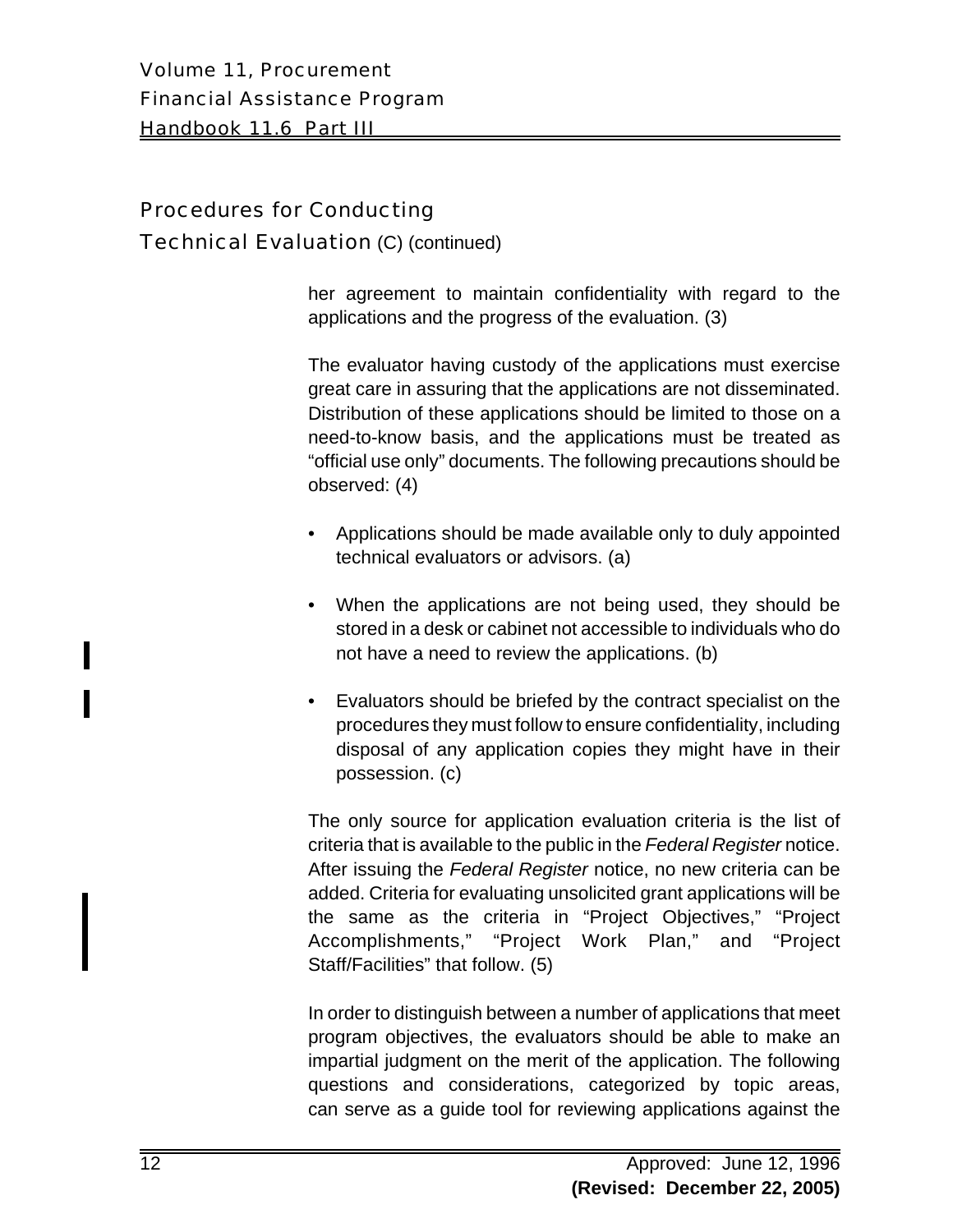## Procedures for Conducting Technical Evaluation (C) (continued)

her agreement to maintain confidentiality with regard to the applications and the progress of the evaluation. (3)

The evaluator having custody of the applications must exercise great care in assuring that the applications are not disseminated. Distribution of these applications should be limited to those on a need-to-know basis, and the applications must be treated as "official use only" documents. The following precautions should be observed: (4)

- Applications should be made available only to duly appointed technical evaluators or advisors. (a)
- When the applications are not being used, they should be stored in a desk or cabinet not accessible to individuals who do not have a need to review the applications. (b)
- Evaluators should be briefed by the contract specialist on the procedures they must follow to ensure confidentiality, including disposal of any application copies they might have in their possession. (c)

The only source for application evaluation criteria is the list of criteria that is available to the public in the *Federal Register* notice. After issuing the *Federal Register* notice, no new criteria can be added. Criteria for evaluating unsolicited grant applications will be the same as the criteria in "Project Objectives," "Project Accomplishments," "Project Work Plan," and "Project Staff/Facilities" that follow. (5)

In order to distinguish between a number of applications that meet program objectives, the evaluators should be able to make an impartial judgment on the merit of the application. The following questions and considerations, categorized by topic areas, can serve as a guide tool for reviewing applications against the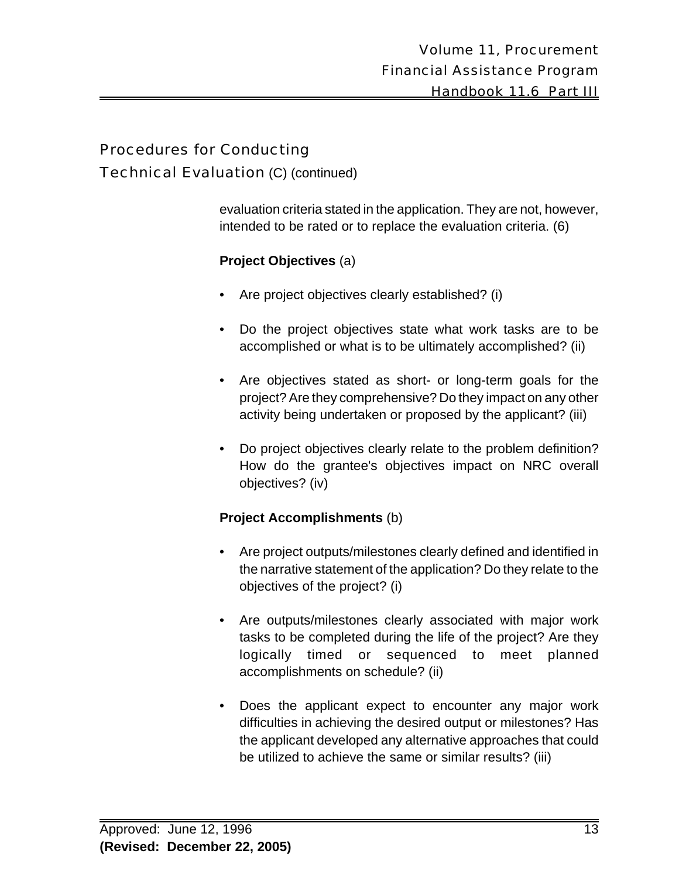## Procedures for Conducting Technical Evaluation (C) (continued)

evaluation criteria stated in the application. They are not, however, intended to be rated or to replace the evaluation criteria. (6)

**Project Objectives** (a)

- Are project objectives clearly established? (i)
- Do the project objectives state what work tasks are to be accomplished or what is to be ultimately accomplished? (ii)
- Are objectives stated as short- or long-term goals for the project? Are they comprehensive? Do they impact on any other activity being undertaken or proposed by the applicant? (iii)
- Do project objectives clearly relate to the problem definition? How do the grantee's objectives impact on NRC overall objectives? (iv)

**Project Accomplishments** (b)

- Are project outputs/milestones clearly defined and identified in the narrative statement of the application? Do they relate to the objectives of the project? (i)
- Are outputs/milestones clearly associated with major work tasks to be completed during the life of the project? Are they logically timed or sequenced to meet planned accomplishments on schedule? (ii)
- Does the applicant expect to encounter any major work difficulties in achieving the desired output or milestones? Has the applicant developed any alternative approaches that could be utilized to achieve the same or similar results? (iii)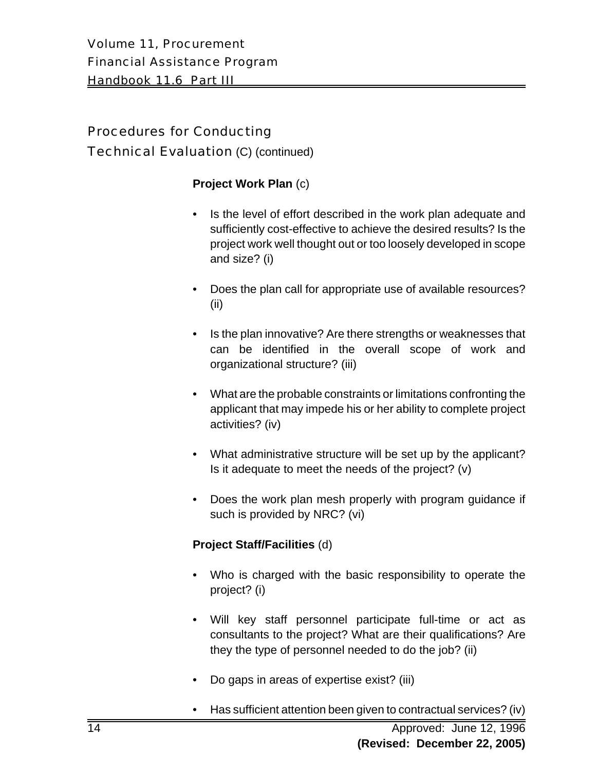## Procedures for Conducting Technical Evaluation (C) (continued)

**Project Work Plan** (c)

- Is the level of effort described in the work plan adequate and sufficiently cost-effective to achieve the desired results? Is the project work well thought out or too loosely developed in scope and size? (i)
- Does the plan call for appropriate use of available resources? (ii)
- Is the plan innovative? Are there strengths or weaknesses that can be identified in the overall scope of work and organizational structure? (iii)
- What are the probable constraints or limitations confronting the applicant that may impede his or her ability to complete project activities? (iv)
- What administrative structure will be set up by the applicant? Is it adequate to meet the needs of the project? (v)
- Does the work plan mesh properly with program guidance if such is provided by NRC? (vi)

**Project Staff/Facilities** (d)

- Who is charged with the basic responsibility to operate the project? (i)
- Will key staff personnel participate full-time or act as consultants to the project? What are their qualifications? Are they the type of personnel needed to do the job? (ii)
- Do gaps in areas of expertise exist? (iii)
- Has sufficient attention been given to contractual services? (iv)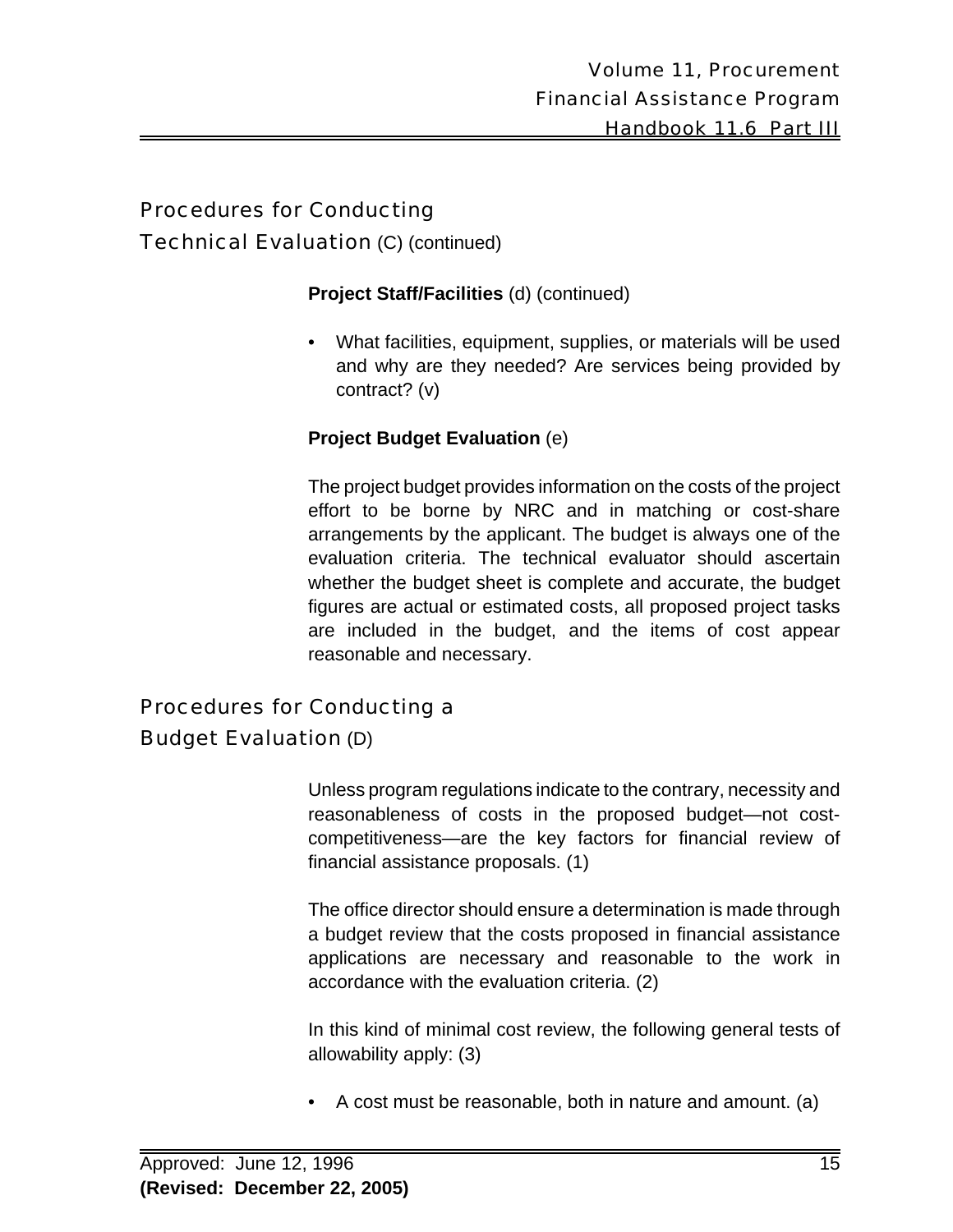## Procedures for Conducting Technical Evaluation (C) (continued)

**Project Staff/Facilities** (d) (continued)

- What facilities, equipment, supplies, or materials will be used and why are they needed? Are services being provided by contract? (v)

**Project Budget Evaluation** (e)

The project budget provides information on the costs of the project effort to be borne by NRC and in matching or cost-share arrangements by the applicant. The budget is always one of the evaluation criteria. The technical evaluator should ascertain whether the budget sheet is complete and accurate, the budget figures are actual or estimated costs, all proposed project tasks are included in the budget, and the items of cost appear reasonable and necessary.

## Procedures for Conducting a Budget Evaluation (D)

Unless program regulations indicate to the contrary, necessity and reasonableness of costs in the proposed budget—not cost-competitiveness—are the key factors for financial review of financial assistance proposals. (1)

The office director should ensure a determination is made through a budget review that the costs proposed in financial assistance applications are necessary and reasonable to the work in accordance with the evaluation criteria. (2)

In this kind of minimal cost review, the following general tests of allowability apply: (3)

- A cost must be reasonable, both in nature and amount. (a)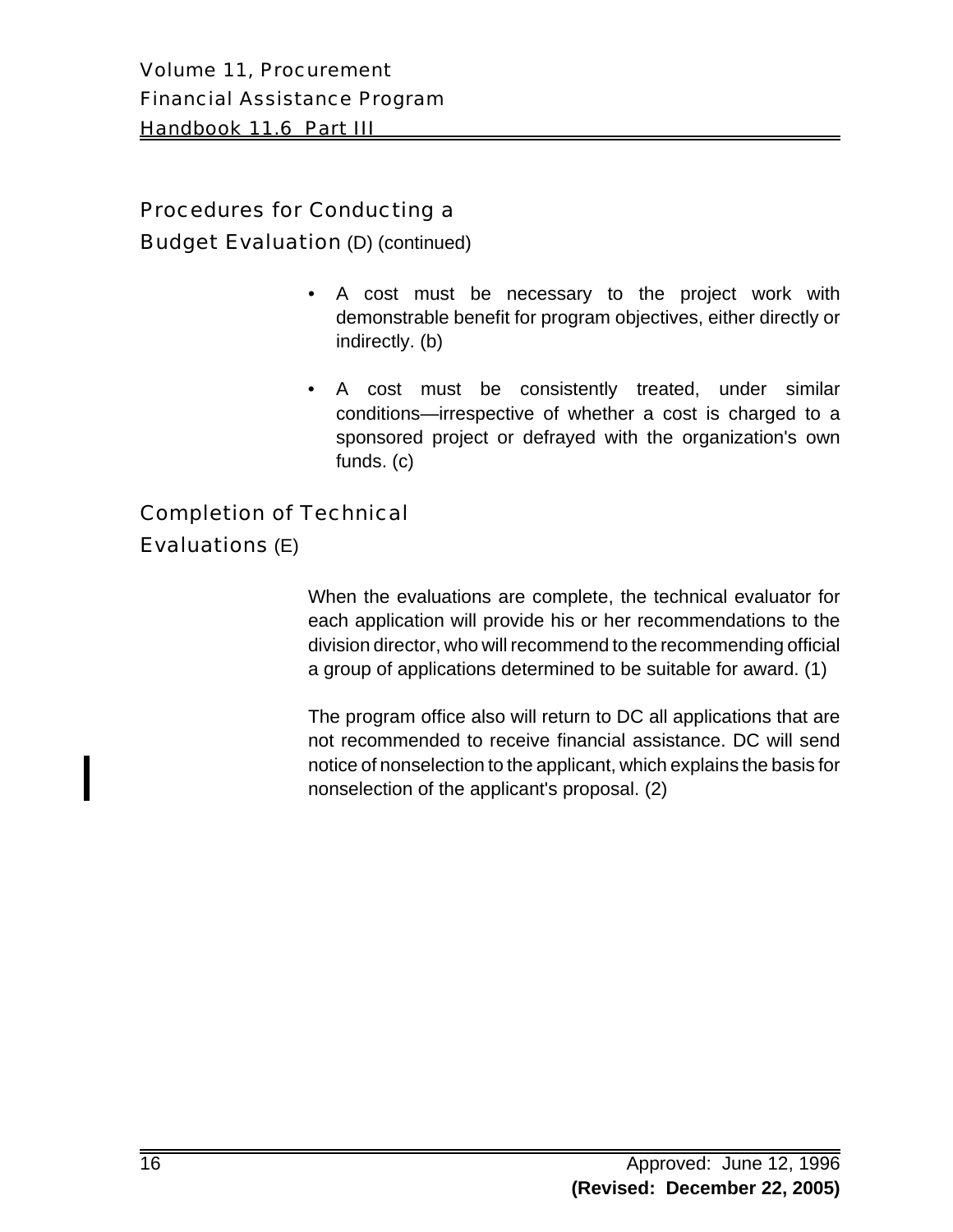## Procedures for Conducting a Budget Evaluation (D) (continued)

- A cost must be necessary to the project work with demonstrable benefit for program objectives, either directly or indirectly. (b)
- A cost must be consistently treated, under similar conditions—irrespective of whether a cost is charged to a sponsored project or defrayed with the organization's own funds. (c)

## Completion of Technical Evaluations (E)

When the evaluations are complete, the technical evaluator for each application will provide his or her recommendations to the division director, who will recommend to the recommending official a group of applications determined to be suitable for award. (1)

The program office also will return to DC all applications that are not recommended to receive financial assistance. DC will send notice of nonselection to the applicant, which explains the basis for nonselection of the applicant's proposal. (2)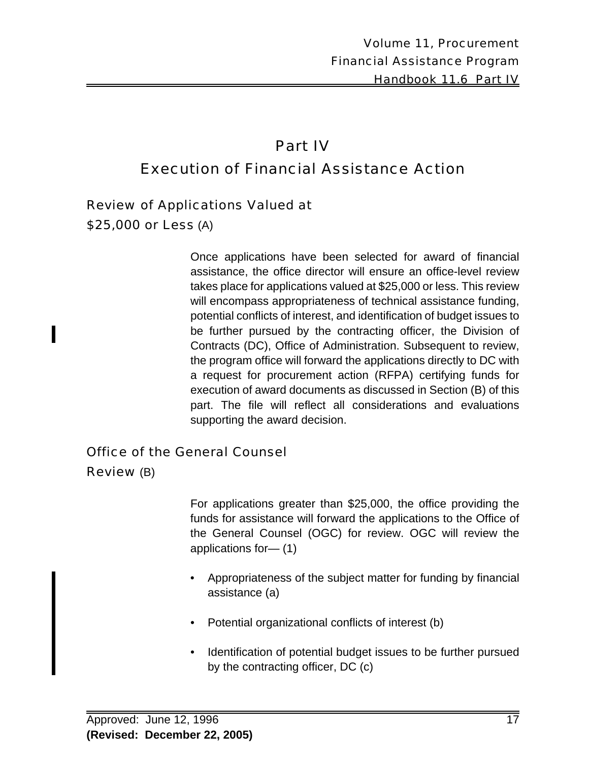# Part IV
# Execution of Financial Assistance Action

## Review of Applications Valued at $25,000 or Less (A)

Once applications have been selected for award of financial assistance, the office director will ensure an office-level review takes place for applications valued at $25,000 or less. This review will encompass appropriateness of technical assistance funding, potential conflicts of interest, and identification of budget issues to be further pursued by the contracting officer, the Division of Contracts (DC), Office of Administration. Subsequent to review, the program office will forward the applications directly to DC with a request for procurement action (RFPA) certifying funds for execution of award documents as discussed in Section (B) of this part. The file will reflect all considerations and evaluations supporting the award decision.

## Office of the General Counsel Review (B)

For applications greater than $25,000, the office providing the funds for assistance will forward the applications to the Office of the General Counsel (OGC) for review. OGC will review the applications for— (1)

- Appropriateness of the subject matter for funding by financial assistance (a)
- Potential organizational conflicts of interest (b)
- Identification of potential budget issues to be further pursued by the contracting officer, DC (c)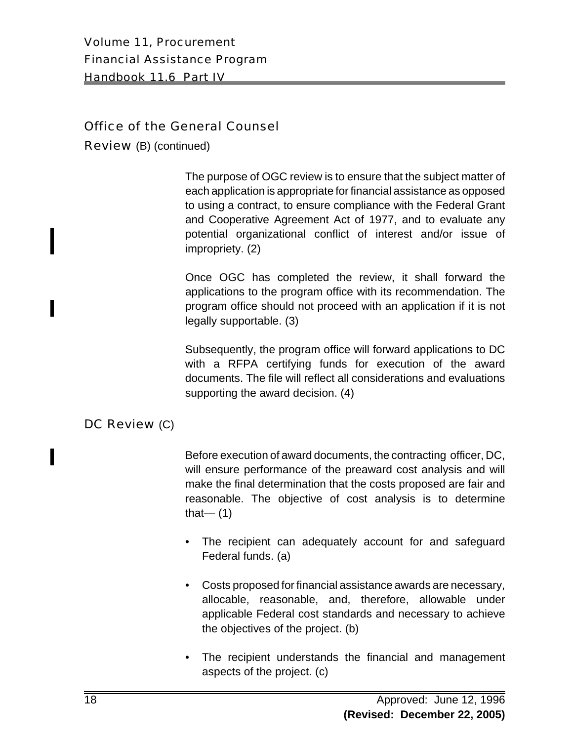## Office of the General Counsel Review (B) (continued)

The purpose of OGC review is to ensure that the subject matter of each application is appropriate for financial assistance as opposed to using a contract, to ensure compliance with the Federal Grant and Cooperative Agreement Act of 1977, and to evaluate any potential organizational conflict of interest and/or issue of impropriety. (2)

Once OGC has completed the review, it shall forward the applications to the program office with its recommendation. The program office should not proceed with an application if it is not legally supportable. (3)

Subsequently, the program office will forward applications to DC with a RFPA certifying funds for execution of the award documents. The file will reflect all considerations and evaluations supporting the award decision. (4)

## DC Review (C)

Before execution of award documents, the contracting officer, DC, will ensure performance of the preaward cost analysis and will make the final determination that the costs proposed are fair and reasonable. The objective of cost analysis is to determine that— (1)

- The recipient can adequately account for and safeguard Federal funds. (a)
- Costs proposed for financial assistance awards are necessary, allocable, reasonable, and, therefore, allowable under applicable Federal cost standards and necessary to achieve the objectives of the project. (b)
- The recipient understands the financial and management aspects of the project. (c)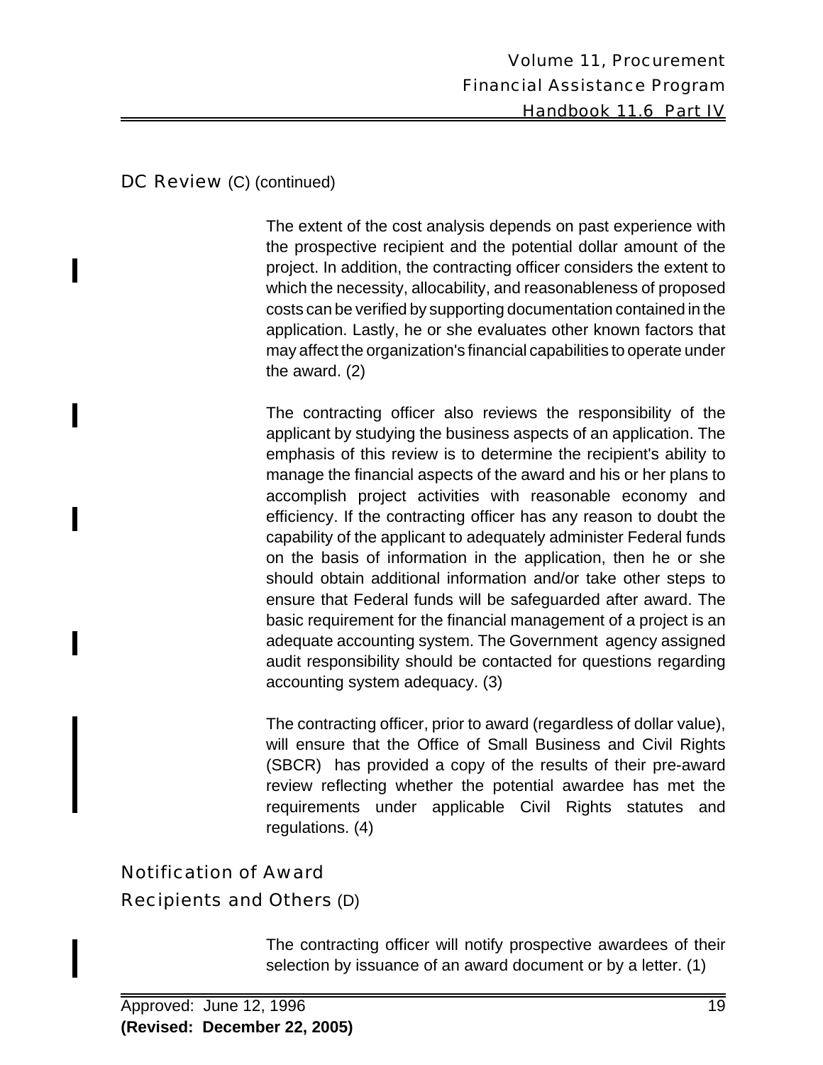## DC Review (C) (continued)

The extent of the cost analysis depends on past experience with the prospective recipient and the potential dollar amount of the project. In addition, the contracting officer considers the extent to which the necessity, allocability, and reasonableness of proposed costs can be verified by supporting documentation contained in the application. Lastly, he or she evaluates other known factors that may affect the organization's financial capabilities to operate under the award. (2)

The contracting officer also reviews the responsibility of the applicant by studying the business aspects of an application. The emphasis of this review is to determine the recipient's ability to manage the financial aspects of the award and his or her plans to accomplish project activities with reasonable economy and efficiency. If the contracting officer has any reason to doubt the capability of the applicant to adequately administer Federal funds on the basis of information in the application, then he or she should obtain additional information and/or take other steps to ensure that Federal funds will be safeguarded after award. The basic requirement for the financial management of a project is an adequate accounting system. The Government agency assigned audit responsibility should be contacted for questions regarding accounting system adequacy. (3)

The contracting officer, prior to award (regardless of dollar value), will ensure that the Office of Small Business and Civil Rights (SBCR) has provided a copy of the results of their pre-award review reflecting whether the potential awardee has met the requirements under applicable Civil Rights statutes and regulations. (4)

## Notification of Award Recipients and Others (D)

The contracting officer will notify prospective awardees of their selection by issuance of an award document or by a letter. (1)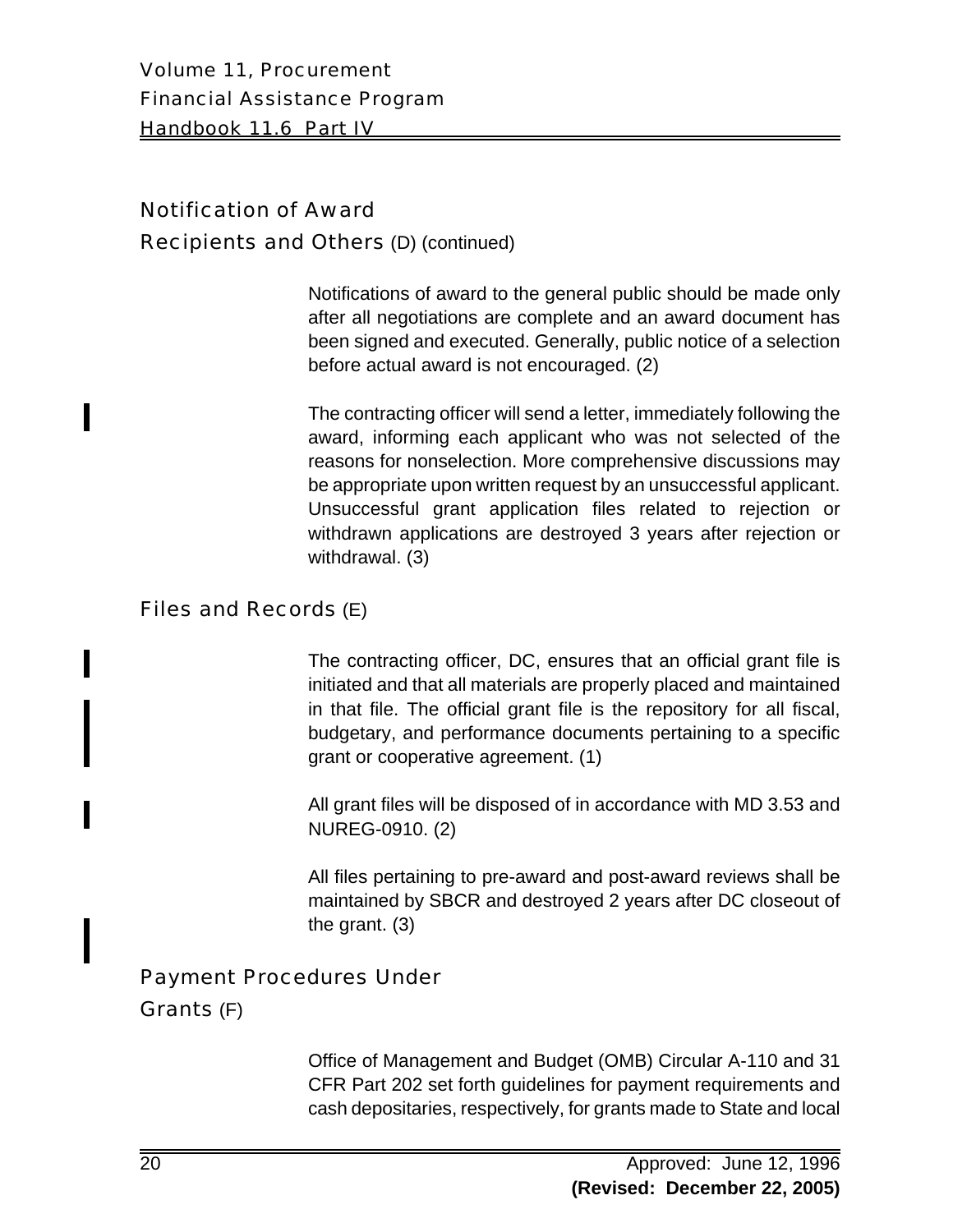## Notification of Award Recipients and Others (D) (continued)

Notifications of award to the general public should be made only after all negotiations are complete and an award document has been signed and executed. Generally, public notice of a selection before actual award is not encouraged. (2)

The contracting officer will send a letter, immediately following the award, informing each applicant who was not selected of the reasons for nonselection. More comprehensive discussions may be appropriate upon written request by an unsuccessful applicant. Unsuccessful grant application files related to rejection or withdrawn applications are destroyed 3 years after rejection or withdrawal. (3)

## Files and Records (E)

The contracting officer, DC, ensures that an official grant file is initiated and that all materials are properly placed and maintained in that file. The official grant file is the repository for all fiscal, budgetary, and performance documents pertaining to a specific grant or cooperative agreement. (1)

All grant files will be disposed of in accordance with MD 3.53 and NUREG-0910. (2)

All files pertaining to pre-award and post-award reviews shall be maintained by SBCR and destroyed 2 years after DC closeout of the grant. (3)

## Payment Procedures Under Grants (F)

Office of Management and Budget (OMB) Circular A-110 and 31 CFR Part 202 set forth guidelines for payment requirements and cash depositaries, respectively, for grants made to State and local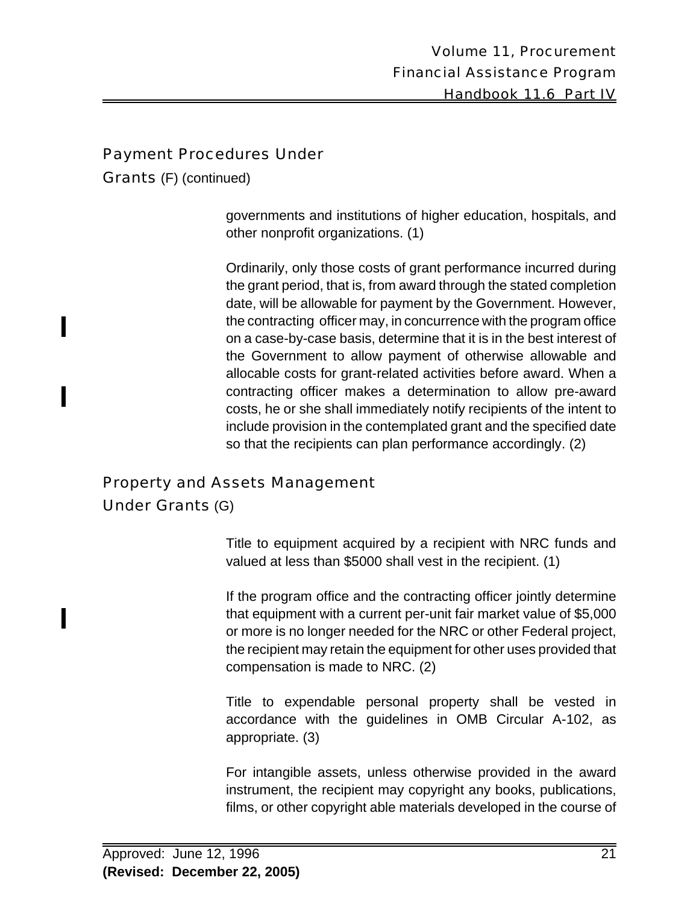## Payment Procedures Under Grants (F) (continued)

governments and institutions of higher education, hospitals, and other nonprofit organizations. (1)

Ordinarily, only those costs of grant performance incurred during the grant period, that is, from award through the stated completion date, will be allowable for payment by the Government. However, the contracting officer may, in concurrence with the program office on a case-by-case basis, determine that it is in the best interest of the Government to allow payment of otherwise allowable and allocable costs for grant-related activities before award. When a contracting officer makes a determination to allow pre-award costs, he or she shall immediately notify recipients of the intent to include provision in the contemplated grant and the specified date so that the recipients can plan performance accordingly. (2)

## Property and Assets Management Under Grants (G)

Title to equipment acquired by a recipient with NRC funds and valued at less than $5000 shall vest in the recipient. (1)

If the program office and the contracting officer jointly determine that equipment with a current per-unit fair market value of $5,000 or more is no longer needed for the NRC or other Federal project, the recipient may retain the equipment for other uses provided that compensation is made to NRC. (2)

Title to expendable personal property shall be vested in accordance with the guidelines in OMB Circular A-102, as appropriate. (3)

For intangible assets, unless otherwise provided in the award instrument, the recipient may copyright any books, publications, films, or other copyright able materials developed in the course of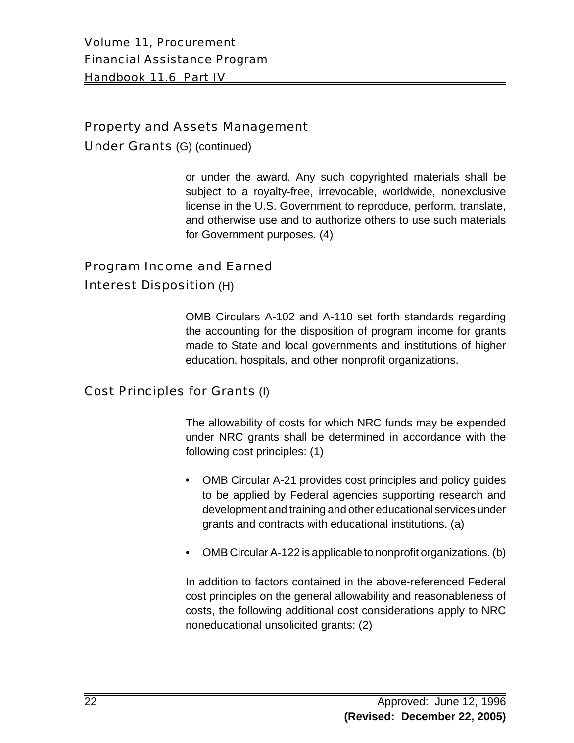## Property and Assets Management Under Grants (G) (continued)

or under the award. Any such copyrighted materials shall be subject to a royalty-free, irrevocable, worldwide, nonexclusive license in the U.S. Government to reproduce, perform, translate, and otherwise use and to authorize others to use such materials for Government purposes. (4)

## Program Income and Earned Interest Disposition (H)

OMB Circulars A-102 and A-110 set forth standards regarding the accounting for the disposition of program income for grants made to State and local governments and institutions of higher education, hospitals, and other nonprofit organizations.

## Cost Principles for Grants (I)

The allowability of costs for which NRC funds may be expended under NRC grants shall be determined in accordance with the following cost principles: (1)

- OMB Circular A-21 provides cost principles and policy guides to be applied by Federal agencies supporting research and development and training and other educational services under grants and contracts with educational institutions. (a)
- OMB Circular A-122 is applicable to nonprofit organizations. (b)

In addition to factors contained in the above-referenced Federal cost principles on the general allowability and reasonableness of costs, the following additional cost considerations apply to NRC noneducational unsolicited grants: (2)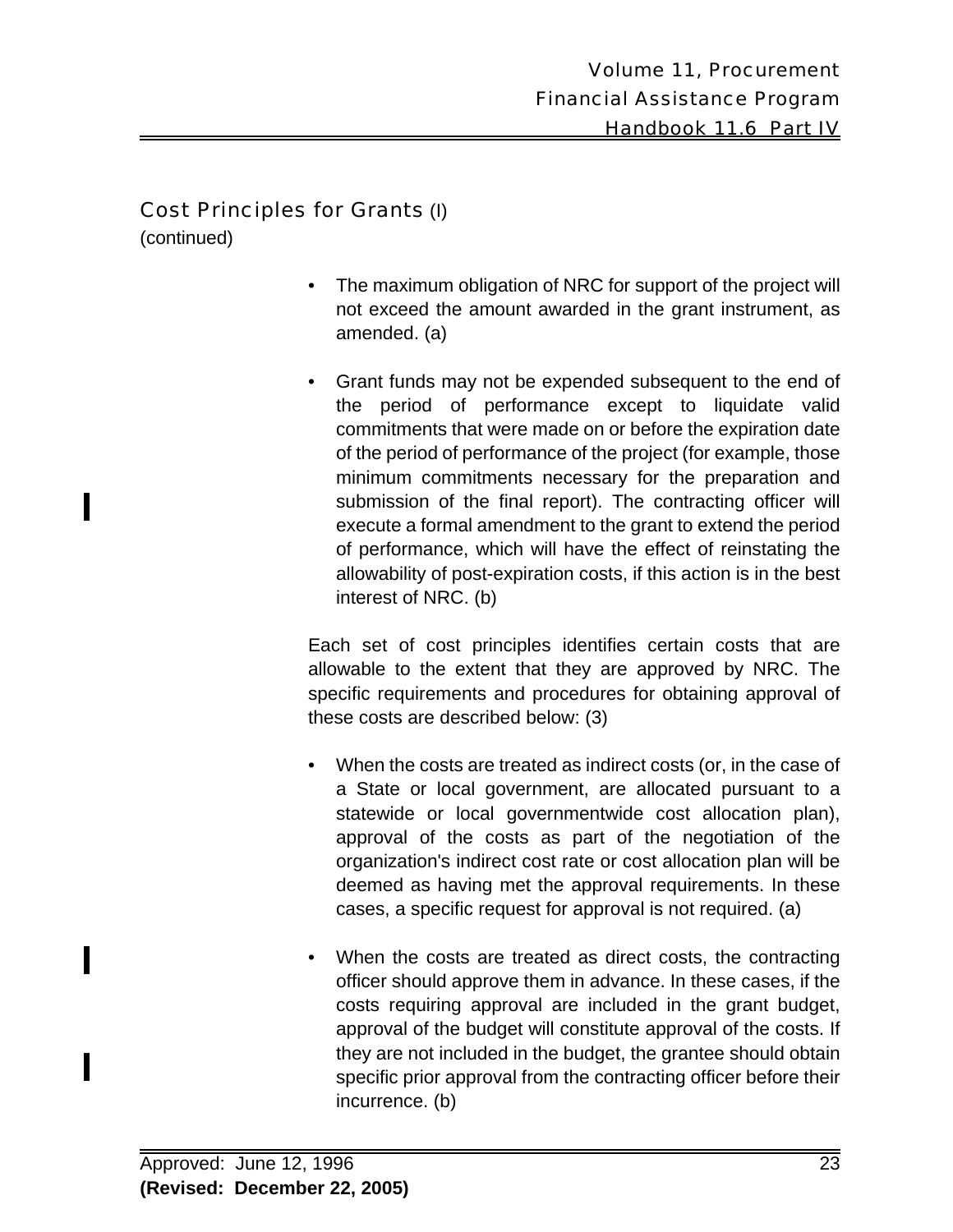## Cost Principles for Grants (I) (continued)

- The maximum obligation of NRC for support of the project will not exceed the amount awarded in the grant instrument, as amended. (a)
- Grant funds may not be expended subsequent to the end of the period of performance except to liquidate valid commitments that were made on or before the expiration date of the period of performance of the project (for example, those minimum commitments necessary for the preparation and submission of the final report). The contracting officer will execute a formal amendment to the grant to extend the period of performance, which will have the effect of reinstating the allowability of post-expiration costs, if this action is in the best interest of NRC. (b)

Each set of cost principles identifies certain costs that are allowable to the extent that they are approved by NRC. The specific requirements and procedures for obtaining approval of these costs are described below: (3)

- When the costs are treated as indirect costs (or, in the case of a State or local government, are allocated pursuant to a statewide or local governmentwide cost allocation plan), approval of the costs as part of the negotiation of the organization's indirect cost rate or cost allocation plan will be deemed as having met the approval requirements. In these cases, a specific request for approval is not required. (a)
- When the costs are treated as direct costs, the contracting officer should approve them in advance. In these cases, if the costs requiring approval are included in the grant budget, approval of the budget will constitute approval of the costs. If they are not included in the budget, the grantee should obtain specific prior approval from the contracting officer before their incurrence. (b)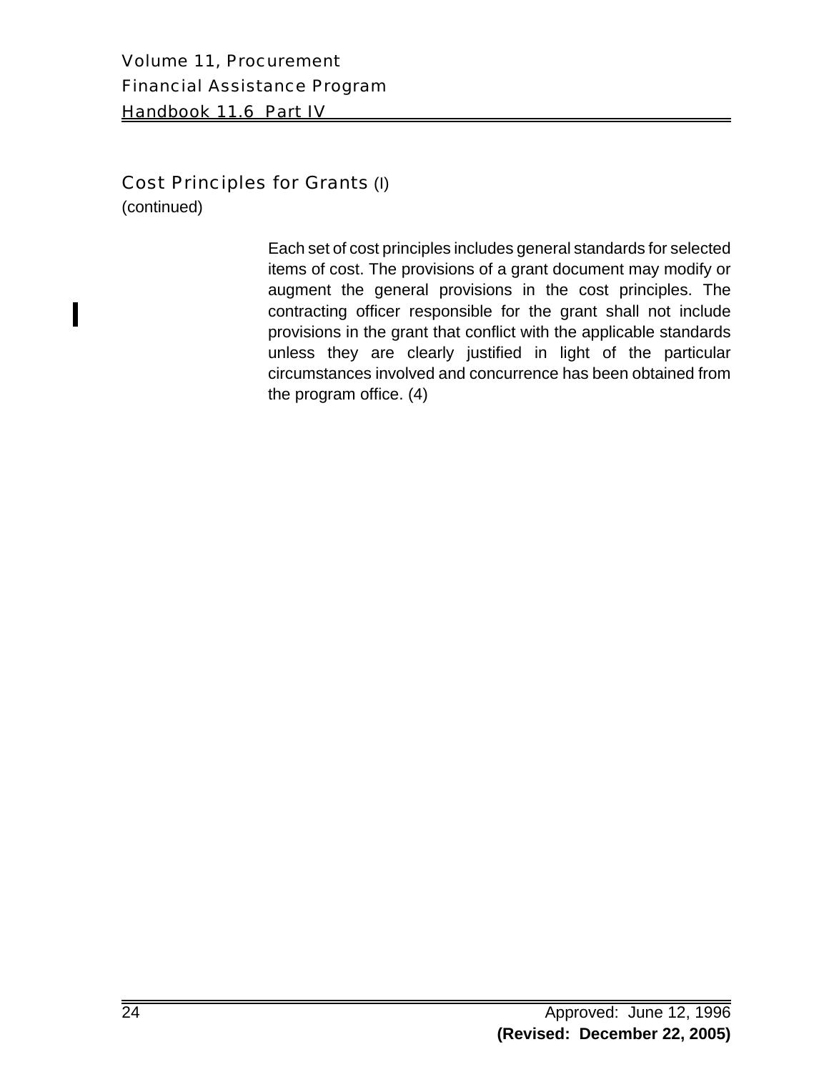## Cost Principles for Grants (I) (continued)

Each set of cost principles includes general standards for selected items of cost. The provisions of a grant document may modify or augment the general provisions in the cost principles. The contracting officer responsible for the grant shall not include provisions in the grant that conflict with the applicable standards unless they are clearly justified in light of the particular circumstances involved and concurrence has been obtained from the program office. (4)